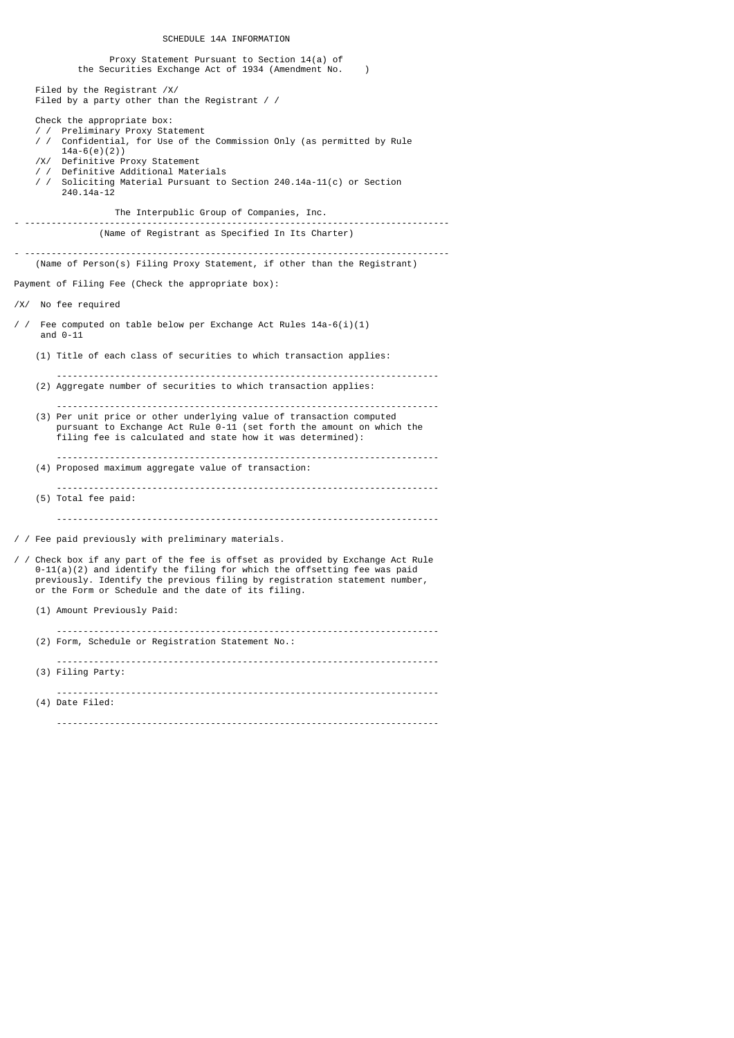# SCHEDULE 14A INFORMATION

Proxy Statement Pursuant to Section 14(a) of
the Securities Exchange Act of 1934 (Amendment No. )

Filed by the Registrant /X/
Filed by a party other than the Registrant / /

Check the appropriate box:

/ / Preliminary Proxy Statement
/ / Confidential, for Use of the Commission Only (as permitted by Rule 14a-6(e)(2))
/X/ Definitive Proxy Statement
/ / Definitive Additional Materials
/ / Soliciting Material Pursuant to Section 240.14a-11(c) or Section 240.14a-12

The Interpublic Group of Companies, Inc.

---

(Name of Registrant as Specified In Its Charter)

---

(Name of Person(s) Filing Proxy Statement, if other than the Registrant)

Payment of Filing Fee (Check the appropriate box):

/X/ No fee required

/ / Fee computed on table below per Exchange Act Rules 14a-6(i)(1) and 0-11

(1) Title of each class of securities to which transaction applies:

---

(2) Aggregate number of securities to which transaction applies:

---

(3) Per unit price or other underlying value of transaction computed pursuant to Exchange Act Rule 0-11 (set forth the amount on which the filing fee is calculated and state how it was determined):

---

(4) Proposed maximum aggregate value of transaction:

---

(5) Total fee paid:

---

/ / Fee paid previously with preliminary materials.

/ / Check box if any part of the fee is offset as provided by Exchange Act Rule 0-11(a)(2) and identify the filing for which the offsetting fee was paid previously. Identify the previous filing by registration statement number, or the Form or Schedule and the date of its filing.

(1) Amount Previously Paid:

---

(2) Form, Schedule or Registration Statement No.:

---

(3) Filing Party:

---

(4) Date Filed:

---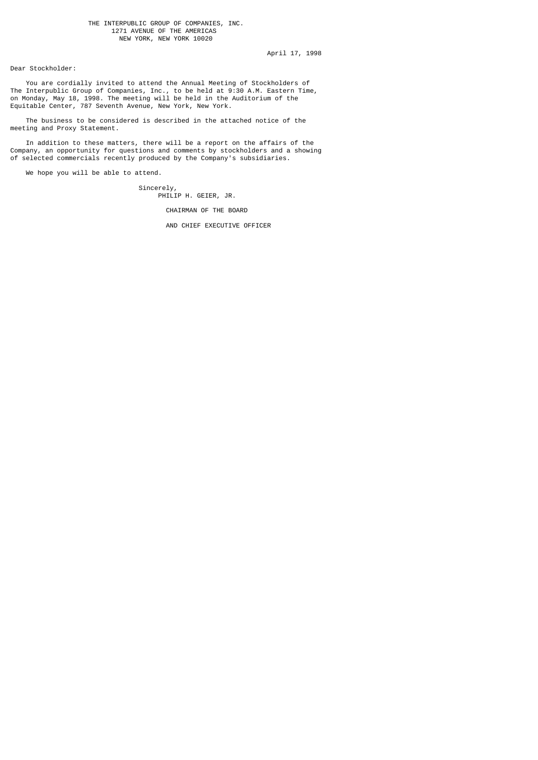THE INTERPUBLIC GROUP OF COMPANIES, INC.
1271 AVENUE OF THE AMERICAS
NEW YORK, NEW YORK 10020

April 17, 1998

Dear Stockholder:

You are cordially invited to attend the Annual Meeting of Stockholders of The Interpublic Group of Companies, Inc., to be held at 9:30 A.M. Eastern Time, on Monday, May 18, 1998. The meeting will be held in the Auditorium of the Equitable Center, 787 Seventh Avenue, New York, New York.

The business to be considered is described in the attached notice of the meeting and Proxy Statement.

In addition to these matters, there will be a report on the affairs of the Company, an opportunity for questions and comments by stockholders and a showing of selected commercials recently produced by the Company's subsidiaries.

We hope you will be able to attend.

Sincerely,
PHILIP H. GEIER, JR.

CHAIRMAN OF THE BOARD

AND CHIEF EXECUTIVE OFFICER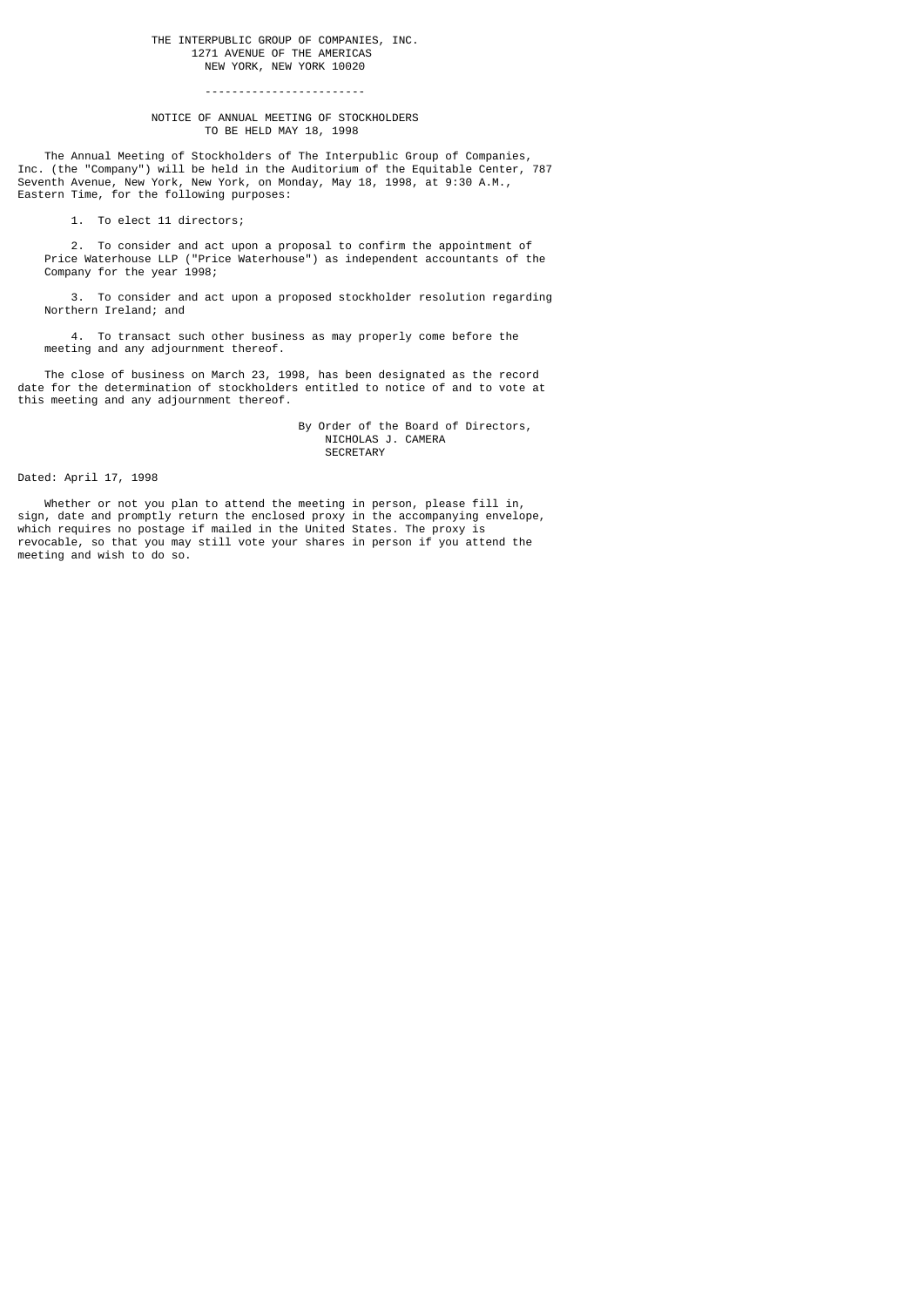THE INTERPUBLIC GROUP OF COMPANIES, INC.
1271 AVENUE OF THE AMERICAS
NEW YORK, NEW YORK 10020

---

# NOTICE OF ANNUAL MEETING OF STOCKHOLDERS
## TO BE HELD MAY 18, 1998

The Annual Meeting of Stockholders of The Interpublic Group of Companies, Inc. (the "Company") will be held in the Auditorium of the Equitable Center, 787 Seventh Avenue, New York, New York, on Monday, May 18, 1998, at 9:30 A.M., Eastern Time, for the following purposes:

1. To elect 11 directors;

2. To consider and act upon a proposal to confirm the appointment of Price Waterhouse LLP ("Price Waterhouse") as independent accountants of the Company for the year 1998;

3. To consider and act upon a proposed stockholder resolution regarding Northern Ireland; and

4. To transact such other business as may properly come before the meeting and any adjournment thereof.

The close of business on March 23, 1998, has been designated as the record date for the determination of stockholders entitled to notice of and to vote at this meeting and any adjournment thereof.

By Order of the Board of Directors,
NICHOLAS J. CAMERA
SECRETARY

Dated: April 17, 1998

Whether or not you plan to attend the meeting in person, please fill in, sign, date and promptly return the enclosed proxy in the accompanying envelope, which requires no postage if mailed in the United States. The proxy is revocable, so that you may still vote your shares in person if you attend the meeting and wish to do so.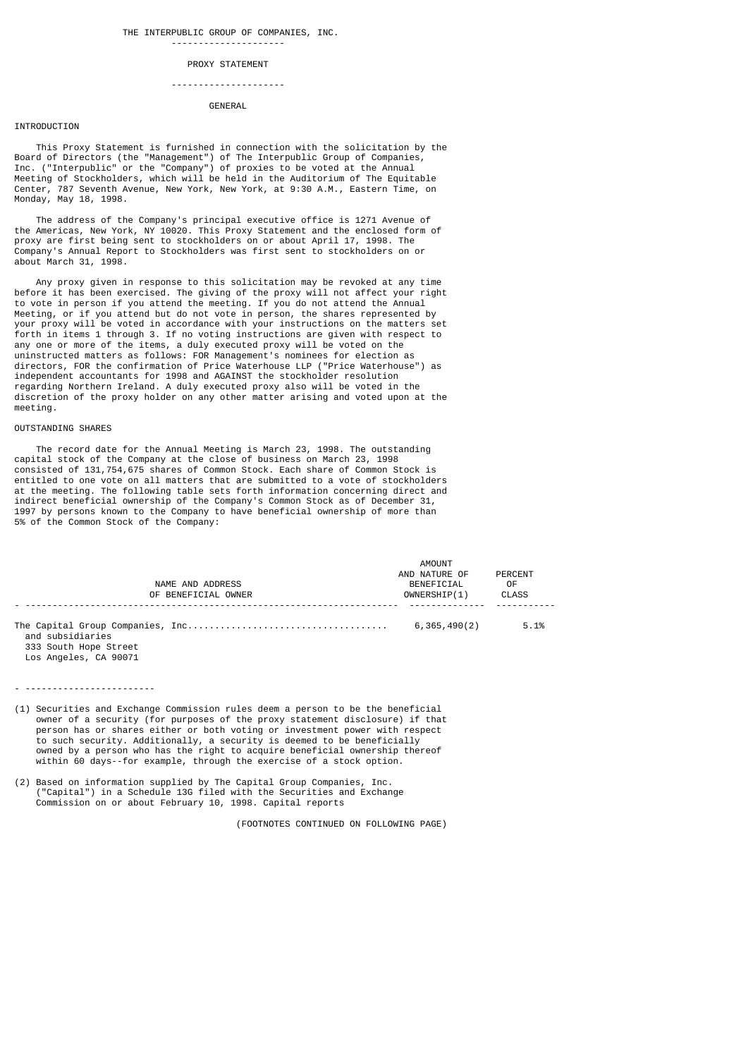# THE INTERPUBLIC GROUP OF COMPANIES, INC.

---

## PROXY STATEMENT

---

### GENERAL

#### INTRODUCTION

This Proxy Statement is furnished in connection with the solicitation by the Board of Directors (the "Management") of The Interpublic Group of Companies, Inc. ("Interpublic" or the "Company") of proxies to be voted at the Annual Meeting of Stockholders, which will be held in the Auditorium of The Equitable Center, 787 Seventh Avenue, New York, New York, at 9:30 A.M., Eastern Time, on Monday, May 18, 1998.

The address of the Company's principal executive office is 1271 Avenue of the Americas, New York, NY 10020. This Proxy Statement and the enclosed form of proxy are first being sent to stockholders on or about April 17, 1998. The Company's Annual Report to Stockholders was first sent to stockholders on or about March 31, 1998.

Any proxy given in response to this solicitation may be revoked at any time before it has been exercised. The giving of the proxy will not affect your right to vote in person if you attend the meeting. If you do not attend the Annual Meeting, or if you attend but do not vote in person, the shares represented by your proxy will be voted in accordance with your instructions on the matters set forth in items 1 through 3. If no voting instructions are given with respect to any one or more of the items, a duly executed proxy will be voted on the uninstructed matters as follows: FOR Management's nominees for election as directors, FOR the confirmation of Price Waterhouse LLP ("Price Waterhouse") as independent accountants for 1998 and AGAINST the stockholder resolution regarding Northern Ireland. A duly executed proxy also will be voted in the discretion of the proxy holder on any other matter arising and voted upon at the meeting.

#### OUTSTANDING SHARES

The record date for the Annual Meeting is March 23, 1998. The outstanding capital stock of the Company at the close of business on March 23, 1998 consisted of 131,754,675 shares of Common Stock. Each share of Common Stock is entitled to one vote on all matters that are submitted to a vote of stockholders at the meeting. The following table sets forth information concerning direct and indirect beneficial ownership of the Company's Common Stock as of December 31, 1997 by persons known to the Company to have beneficial ownership of more than 5% of the Common Stock of the Company:

| NAME AND ADDRESS OF BENEFICIAL OWNER | AMOUNT AND NATURE OF BENEFICIAL OWNERSHIP(1) | PERCENT OF CLASS |
|---|---|---|
| The Capital Group Companies, Inc. and subsidiaries 333 South Hope Street Los Angeles, CA 90071 | 6,365,490(2) | 5.1% |

---

(1) Securities and Exchange Commission rules deem a person to be the beneficial owner of a security (for purposes of the proxy statement disclosure) if that person has or shares either or both voting or investment power with respect to such security. Additionally, a security is deemed to be beneficially owned by a person who has the right to acquire beneficial ownership thereof within 60 days--for example, through the exercise of a stock option.

(2) Based on information supplied by The Capital Group Companies, Inc. ("Capital") in a Schedule 13G filed with the Securities and Exchange Commission on or about February 10, 1998. Capital reports

(FOOTNOTES CONTINUED ON FOLLOWING PAGE)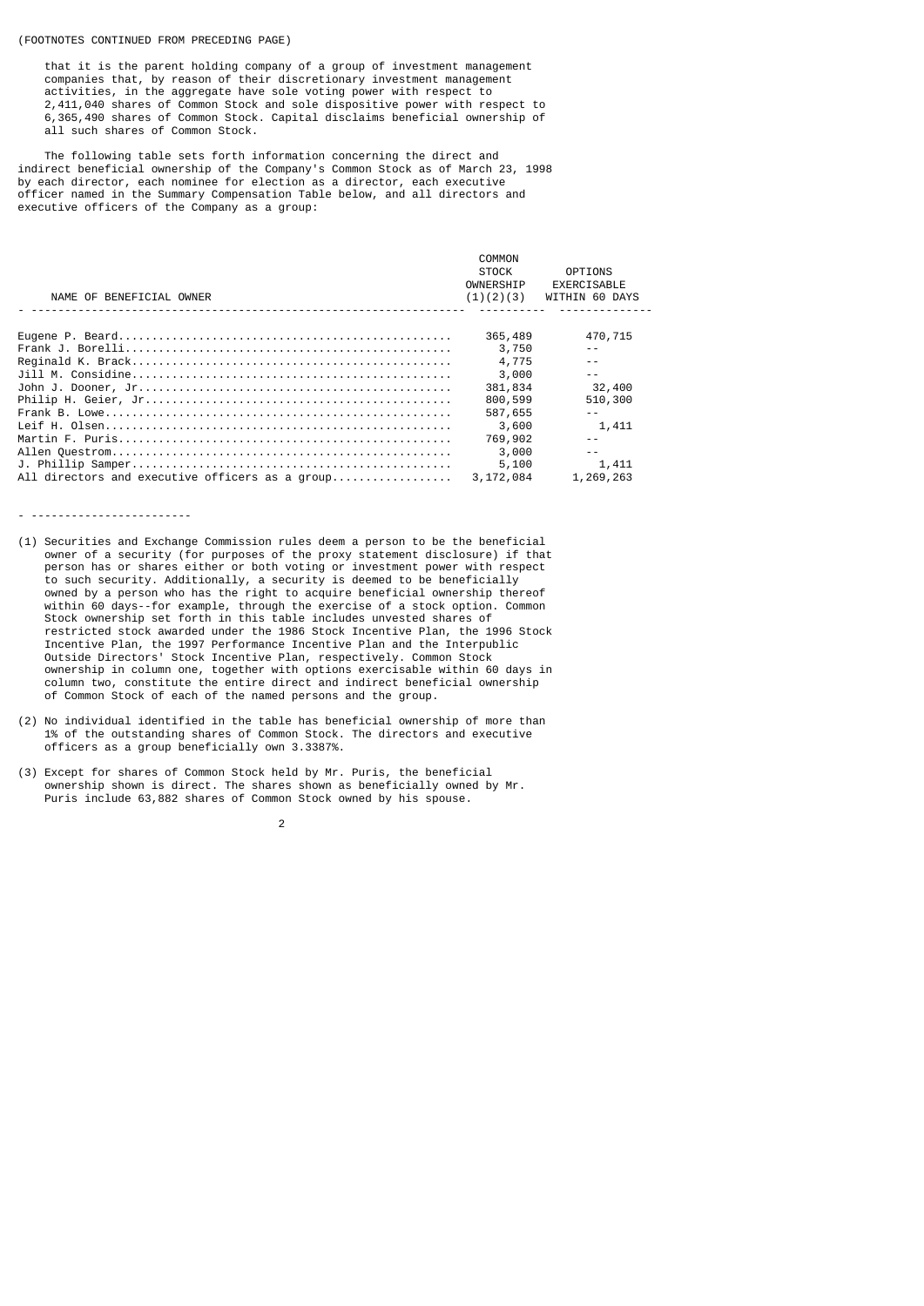(FOOTNOTES CONTINUED FROM PRECEDING PAGE)

that it is the parent holding company of a group of investment management companies that, by reason of their discretionary investment management activities, in the aggregate have sole voting power with respect to 2,411,040 shares of Common Stock and sole dispositive power with respect to 6,365,490 shares of Common Stock. Capital disclaims beneficial ownership of all such shares of Common Stock.

The following table sets forth information concerning the direct and indirect beneficial ownership of the Company's Common Stock as of March 23, 1998 by each director, each nominee for election as a director, each executive officer named in the Summary Compensation Table below, and all directors and executive officers of the Company as a group:

| NAME OF BENEFICIAL OWNER | COMMON STOCK OWNERSHIP (1)(2)(3) | OPTIONS EXERCISABLE WITHIN 60 DAYS |
|---|---|---|
| Eugene P. Beard | 365,489 | 470,715 |
| Frank J. Borelli | 3,750 | -- |
| Reginald K. Brack | 4,775 | -- |
| Jill M. Considine | 3,000 | -- |
| John J. Dooner, Jr | 381,834 | 32,400 |
| Philip H. Geier, Jr | 800,599 | 510,300 |
| Frank B. Lowe | 587,655 | -- |
| Leif H. Olsen | 3,600 | 1,411 |
| Martin F. Puris | 769,902 | -- |
| Allen Questrom | 3,000 | -- |
| J. Phillip Samper | 5,100 | 1,411 |
| All directors and executive officers as a group | 3,172,084 | 1,269,263 |

- -----------------------

(1) Securities and Exchange Commission rules deem a person to be the beneficial owner of a security (for purposes of the proxy statement disclosure) if that person has or shares either or both voting or investment power with respect to such security. Additionally, a security is deemed to be beneficially owned by a person who has the right to acquire beneficial ownership thereof within 60 days--for example, through the exercise of a stock option. Common Stock ownership set forth in this table includes unvested shares of restricted stock awarded under the 1986 Stock Incentive Plan, the 1996 Stock Incentive Plan, the 1997 Performance Incentive Plan and the Interpublic Outside Directors' Stock Incentive Plan, respectively. Common Stock ownership in column one, together with options exercisable within 60 days in column two, constitute the entire direct and indirect beneficial ownership of Common Stock of each of the named persons and the group.

(2) No individual identified in the table has beneficial ownership of more than 1% of the outstanding shares of Common Stock. The directors and executive officers as a group beneficially own 3.3387%.

(3) Except for shares of Common Stock held by Mr. Puris, the beneficial ownership shown is direct. The shares shown as beneficially owned by Mr. Puris include 63,882 shares of Common Stock owned by his spouse.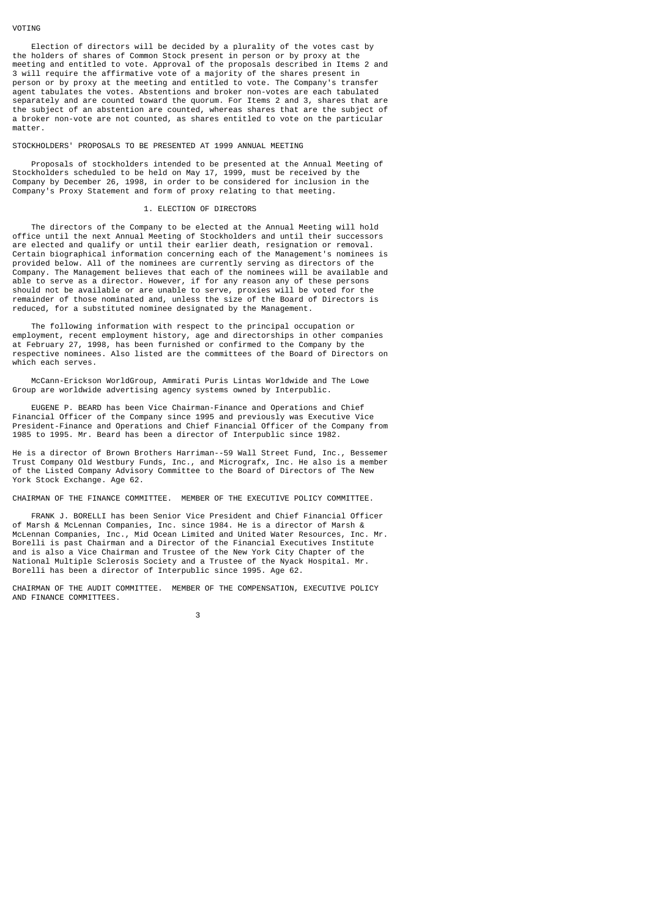## VOTING

Election of directors will be decided by a plurality of the votes cast by the holders of shares of Common Stock present in person or by proxy at the meeting and entitled to vote. Approval of the proposals described in Items 2 and 3 will require the affirmative vote of a majority of the shares present in person or by proxy at the meeting and entitled to vote. The Company's transfer agent tabulates the votes. Abstentions and broker non-votes are each tabulated separately and are counted toward the quorum. For Items 2 and 3, shares that are the subject of an abstention are counted, whereas shares that are the subject of a broker non-vote are not counted, as shares entitled to vote on the particular matter.

## STOCKHOLDERS' PROPOSALS TO BE PRESENTED AT 1999 ANNUAL MEETING

Proposals of stockholders intended to be presented at the Annual Meeting of Stockholders scheduled to be held on May 17, 1999, must be received by the Company by December 26, 1998, in order to be considered for inclusion in the Company's Proxy Statement and form of proxy relating to that meeting.

## 1. ELECTION OF DIRECTORS

The directors of the Company to be elected at the Annual Meeting will hold office until the next Annual Meeting of Stockholders and until their successors are elected and qualify or until their earlier death, resignation or removal. Certain biographical information concerning each of the Management's nominees is provided below. All of the nominees are currently serving as directors of the Company. The Management believes that each of the nominees will be available and able to serve as a director. However, if for any reason any of these persons should not be available or are unable to serve, proxies will be voted for the remainder of those nominated and, unless the size of the Board of Directors is reduced, for a substituted nominee designated by the Management.

The following information with respect to the principal occupation or employment, recent employment history, age and directorships in other companies at February 27, 1998, has been furnished or confirmed to the Company by the respective nominees. Also listed are the committees of the Board of Directors on which each serves.

McCann-Erickson WorldGroup, Ammirati Puris Lintas Worldwide and The Lowe Group are worldwide advertising agency systems owned by Interpublic.

EUGENE P. BEARD has been Vice Chairman-Finance and Operations and Chief Financial Officer of the Company since 1995 and previously was Executive Vice President-Finance and Operations and Chief Financial Officer of the Company from 1985 to 1995. Mr. Beard has been a director of Interpublic since 1982.

He is a director of Brown Brothers Harriman--59 Wall Street Fund, Inc., Bessemer Trust Company Old Westbury Funds, Inc., and Micrografx, Inc. He also is a member of the Listed Company Advisory Committee to the Board of Directors of The New York Stock Exchange. Age 62.

CHAIRMAN OF THE FINANCE COMMITTEE. MEMBER OF THE EXECUTIVE POLICY COMMITTEE.

FRANK J. BORELLI has been Senior Vice President and Chief Financial Officer of Marsh & McLennan Companies, Inc. since 1984. He is a director of Marsh & McLennan Companies, Inc., Mid Ocean Limited and United Water Resources, Inc. Mr. Borelli is past Chairman and a Director of the Financial Executives Institute and is also a Vice Chairman and Trustee of the New York City Chapter of the National Multiple Sclerosis Society and a Trustee of the Nyack Hospital. Mr. Borelli has been a director of Interpublic since 1995. Age 62.

CHAIRMAN OF THE AUDIT COMMITTEE. MEMBER OF THE COMPENSATION, EXECUTIVE POLICY AND FINANCE COMMITTEES.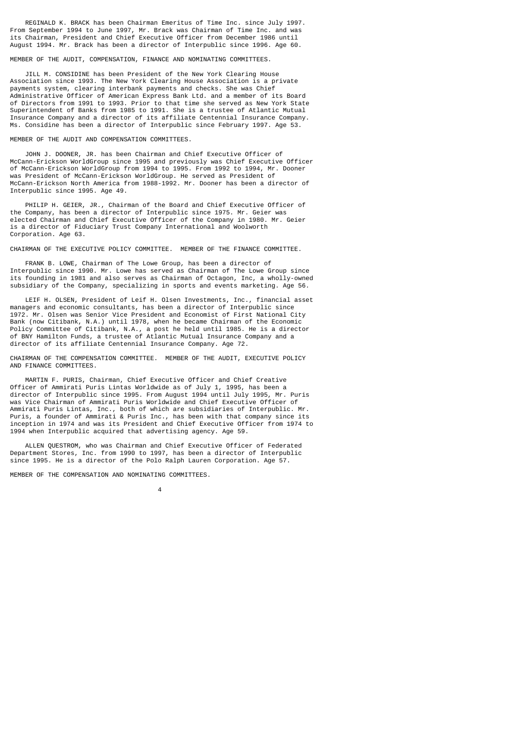REGINALD K. BRACK has been Chairman Emeritus of Time Inc. since July 1997. From September 1994 to June 1997, Mr. Brack was Chairman of Time Inc. and was its Chairman, President and Chief Executive Officer from December 1986 until August 1994. Mr. Brack has been a director of Interpublic since 1996. Age 60.

MEMBER OF THE AUDIT, COMPENSATION, FINANCE AND NOMINATING COMMITTEES.

JILL M. CONSIDINE has been President of the New York Clearing House Association since 1993. The New York Clearing House Association is a private payments system, clearing interbank payments and checks. She was Chief Administrative Officer of American Express Bank Ltd. and a member of its Board of Directors from 1991 to 1993. Prior to that time she served as New York State Superintendent of Banks from 1985 to 1991. She is a trustee of Atlantic Mutual Insurance Company and a director of its affiliate Centennial Insurance Company. Ms. Considine has been a director of Interpublic since February 1997. Age 53.

MEMBER OF THE AUDIT AND COMPENSATION COMMITTEES.

JOHN J. DOONER, JR. has been Chairman and Chief Executive Officer of McCann-Erickson WorldGroup since 1995 and previously was Chief Executive Officer of McCann-Erickson WorldGroup from 1994 to 1995. From 1992 to 1994, Mr. Dooner was President of McCann-Erickson WorldGroup. He served as President of McCann-Erickson North America from 1988-1992. Mr. Dooner has been a director of Interpublic since 1995. Age 49.

PHILIP H. GEIER, JR., Chairman of the Board and Chief Executive Officer of the Company, has been a director of Interpublic since 1975. Mr. Geier was elected Chairman and Chief Executive Officer of the Company in 1980. Mr. Geier is a director of Fiduciary Trust Company International and Woolworth Corporation. Age 63.

CHAIRMAN OF THE EXECUTIVE POLICY COMMITTEE. MEMBER OF THE FINANCE COMMITTEE.

FRANK B. LOWE, Chairman of The Lowe Group, has been a director of Interpublic since 1990. Mr. Lowe has served as Chairman of The Lowe Group since its founding in 1981 and also serves as Chairman of Octagon, Inc, a wholly-owned subsidiary of the Company, specializing in sports and events marketing. Age 56.

LEIF H. OLSEN, President of Leif H. Olsen Investments, Inc., financial asset managers and economic consultants, has been a director of Interpublic since 1972. Mr. Olsen was Senior Vice President and Economist of First National City Bank (now Citibank, N.A.) until 1978, when he became Chairman of the Economic Policy Committee of Citibank, N.A., a post he held until 1985. He is a director of BNY Hamilton Funds, a trustee of Atlantic Mutual Insurance Company and a director of its affiliate Centennial Insurance Company. Age 72.

CHAIRMAN OF THE COMPENSATION COMMITTEE. MEMBER OF THE AUDIT, EXECUTIVE POLICY AND FINANCE COMMITTEES.

MARTIN F. PURIS, Chairman, Chief Executive Officer and Chief Creative Officer of Ammirati Puris Lintas Worldwide as of July 1, 1995, has been a director of Interpublic since 1995. From August 1994 until July 1995, Mr. Puris was Vice Chairman of Ammirati Puris Worldwide and Chief Executive Officer of Ammirati Puris Lintas, Inc., both of which are subsidiaries of Interpublic. Mr. Puris, a founder of Ammirati & Puris Inc., has been with that company since its inception in 1974 and was its President and Chief Executive Officer from 1974 to 1994 when Interpublic acquired that advertising agency. Age 59.

ALLEN QUESTROM, who was Chairman and Chief Executive Officer of Federated Department Stores, Inc. from 1990 to 1997, has been a director of Interpublic since 1995. He is a director of the Polo Ralph Lauren Corporation. Age 57.

MEMBER OF THE COMPENSATION AND NOMINATING COMMITTEES.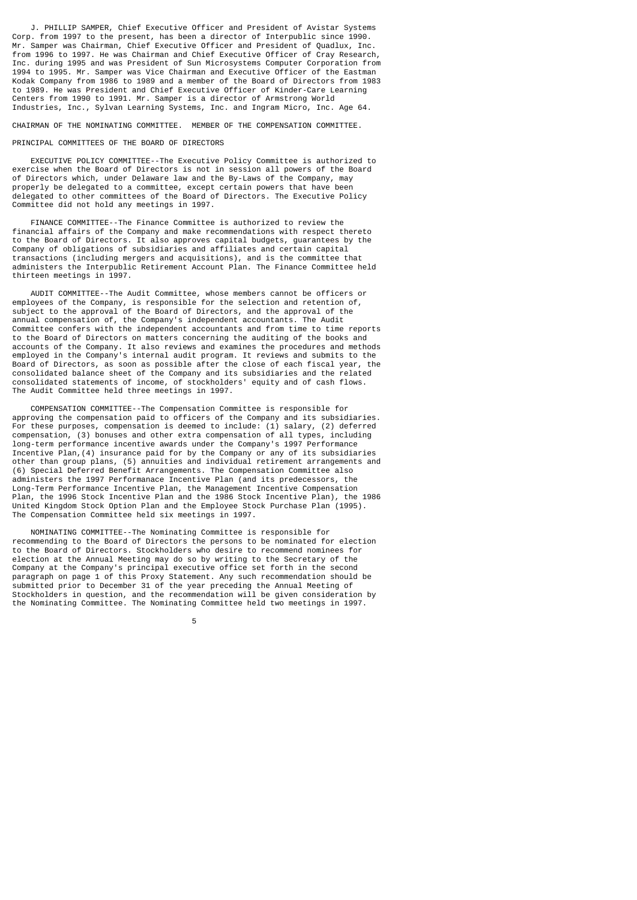J. PHILLIP SAMPER, Chief Executive Officer and President of Avistar Systems Corp. from 1997 to the present, has been a director of Interpublic since 1990. Mr. Samper was Chairman, Chief Executive Officer and President of Quadlux, Inc. from 1996 to 1997. He was Chairman and Chief Executive Officer of Cray Research, Inc. during 1995 and was President of Sun Microsystems Computer Corporation from 1994 to 1995. Mr. Samper was Vice Chairman and Executive Officer of the Eastman Kodak Company from 1986 to 1989 and a member of the Board of Directors from 1983 to 1989. He was President and Chief Executive Officer of Kinder-Care Learning Centers from 1990 to 1991. Mr. Samper is a director of Armstrong World Industries, Inc., Sylvan Learning Systems, Inc. and Ingram Micro, Inc. Age 64.

CHAIRMAN OF THE NOMINATING COMMITTEE. MEMBER OF THE COMPENSATION COMMITTEE.

## PRINCIPAL COMMITTEES OF THE BOARD OF DIRECTORS

EXECUTIVE POLICY COMMITTEE--The Executive Policy Committee is authorized to exercise when the Board of Directors is not in session all powers of the Board of Directors which, under Delaware law and the By-Laws of the Company, may properly be delegated to a committee, except certain powers that have been delegated to other committees of the Board of Directors. The Executive Policy Committee did not hold any meetings in 1997.

FINANCE COMMITTEE--The Finance Committee is authorized to review the financial affairs of the Company and make recommendations with respect thereto to the Board of Directors. It also approves capital budgets, guarantees by the Company of obligations of subsidiaries and affiliates and certain capital transactions (including mergers and acquisitions), and is the committee that administers the Interpublic Retirement Account Plan. The Finance Committee held thirteen meetings in 1997.

AUDIT COMMITTEE--The Audit Committee, whose members cannot be officers or employees of the Company, is responsible for the selection and retention of, subject to the approval of the Board of Directors, and the approval of the annual compensation of, the Company's independent accountants. The Audit Committee confers with the independent accountants and from time to time reports to the Board of Directors on matters concerning the auditing of the books and accounts of the Company. It also reviews and examines the procedures and methods employed in the Company's internal audit program. It reviews and submits to the Board of Directors, as soon as possible after the close of each fiscal year, the consolidated balance sheet of the Company and its subsidiaries and the related consolidated statements of income, of stockholders' equity and of cash flows. The Audit Committee held three meetings in 1997.

COMPENSATION COMMITTEE--The Compensation Committee is responsible for approving the compensation paid to officers of the Company and its subsidiaries. For these purposes, compensation is deemed to include: (1) salary, (2) deferred compensation, (3) bonuses and other extra compensation of all types, including long-term performance incentive awards under the Company's 1997 Performance Incentive Plan,(4) insurance paid for by the Company or any of its subsidiaries other than group plans, (5) annuities and individual retirement arrangements and (6) Special Deferred Benefit Arrangements. The Compensation Committee also administers the 1997 Performanace Incentive Plan (and its predecessors, the Long-Term Performance Incentive Plan, the Management Incentive Compensation Plan, the 1996 Stock Incentive Plan and the 1986 Stock Incentive Plan), the 1986 United Kingdom Stock Option Plan and the Employee Stock Purchase Plan (1995). The Compensation Committee held six meetings in 1997.

NOMINATING COMMITTEE--The Nominating Committee is responsible for recommending to the Board of Directors the persons to be nominated for election to the Board of Directors. Stockholders who desire to recommend nominees for election at the Annual Meeting may do so by writing to the Secretary of the Company at the Company's principal executive office set forth in the second paragraph on page 1 of this Proxy Statement. Any such recommendation should be submitted prior to December 31 of the year preceding the Annual Meeting of Stockholders in question, and the recommendation will be given consideration by the Nominating Committee. The Nominating Committee held two meetings in 1997.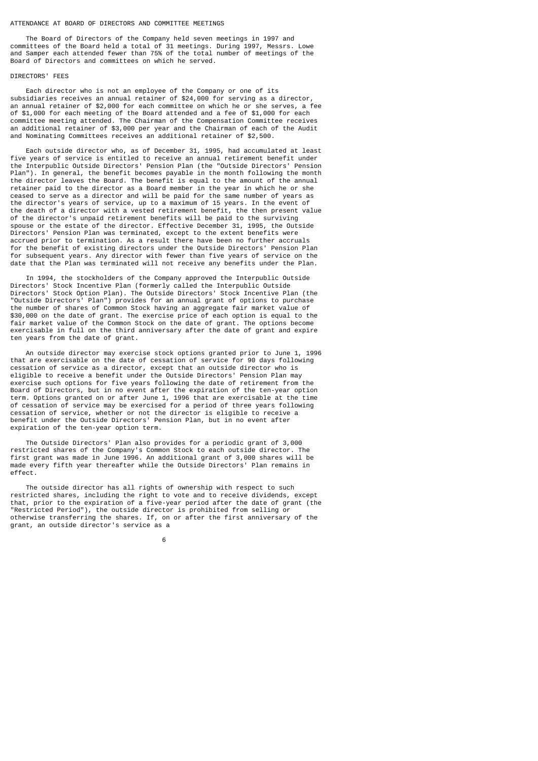## ATTENDANCE AT BOARD OF DIRECTORS AND COMMITTEE MEETINGS

The Board of Directors of the Company held seven meetings in 1997 and committees of the Board held a total of 31 meetings. During 1997, Messrs. Lowe and Samper each attended fewer than 75% of the total number of meetings of the Board of Directors and committees on which he served.

## DIRECTORS' FEES

Each director who is not an employee of the Company or one of its subsidiaries receives an annual retainer of $24,000 for serving as a director, an annual retainer of $2,000 for each committee on which he or she serves, a fee of $1,000 for each meeting of the Board attended and a fee of $1,000 for each committee meeting attended. The Chairman of the Compensation Committee receives an additional retainer of $3,000 per year and the Chairman of each of the Audit and Nominating Committees receives an additional retainer of $2,500.

Each outside director who, as of December 31, 1995, had accumulated at least five years of service is entitled to receive an annual retirement benefit under the Interpublic Outside Directors' Pension Plan (the "Outside Directors' Pension Plan"). In general, the benefit becomes payable in the month following the month the director leaves the Board. The benefit is equal to the amount of the annual retainer paid to the director as a Board member in the year in which he or she ceased to serve as a director and will be paid for the same number of years as the director's years of service, up to a maximum of 15 years. In the event of the death of a director with a vested retirement benefit, the then present value of the director's unpaid retirement benefits will be paid to the surviving spouse or the estate of the director. Effective December 31, 1995, the Outside Directors' Pension Plan was terminated, except to the extent benefits were accrued prior to termination. As a result there have been no further accruals for the benefit of existing directors under the Outside Directors' Pension Plan for subsequent years. Any director with fewer than five years of service on the date that the Plan was terminated will not receive any benefits under the Plan.

In 1994, the stockholders of the Company approved the Interpublic Outside Directors' Stock Incentive Plan (formerly called the Interpublic Outside Directors' Stock Option Plan). The Outside Directors' Stock Incentive Plan (the "Outside Directors' Plan") provides for an annual grant of options to purchase the number of shares of Common Stock having an aggregate fair market value of $30,000 on the date of grant. The exercise price of each option is equal to the fair market value of the Common Stock on the date of grant. The options become exercisable in full on the third anniversary after the date of grant and expire ten years from the date of grant.

An outside director may exercise stock options granted prior to June 1, 1996 that are exercisable on the date of cessation of service for 90 days following cessation of service as a director, except that an outside director who is eligible to receive a benefit under the Outside Directors' Pension Plan may exercise such options for five years following the date of retirement from the Board of Directors, but in no event after the expiration of the ten-year option term. Options granted on or after June 1, 1996 that are exercisable at the time of cessation of service may be exercised for a period of three years following cessation of service, whether or not the director is eligible to receive a benefit under the Outside Directors' Pension Plan, but in no event after expiration of the ten-year option term.

The Outside Directors' Plan also provides for a periodic grant of 3,000 restricted shares of the Company's Common Stock to each outside director. The first grant was made in June 1996. An additional grant of 3,000 shares will be made every fifth year thereafter while the Outside Directors' Plan remains in effect.

The outside director has all rights of ownership with respect to such restricted shares, including the right to vote and to receive dividends, except that, prior to the expiration of a five-year period after the date of grant (the "Restricted Period"), the outside director is prohibited from selling or otherwise transferring the shares. If, on or after the first anniversary of the grant, an outside director's service as a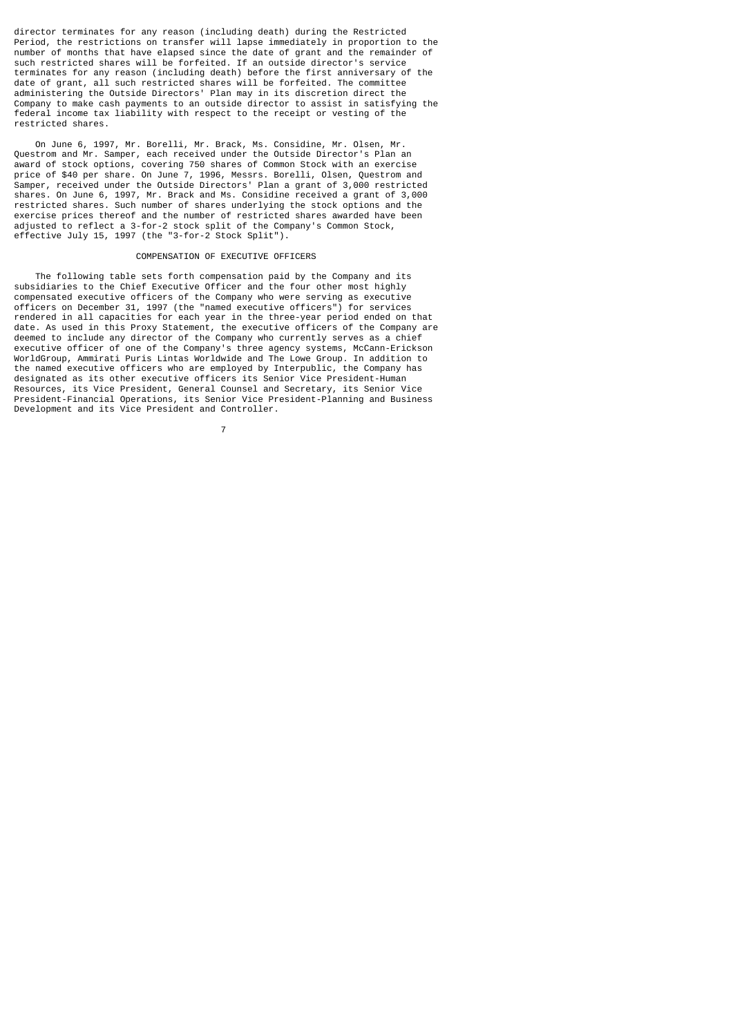director terminates for any reason (including death) during the Restricted Period, the restrictions on transfer will lapse immediately in proportion to the number of months that have elapsed since the date of grant and the remainder of such restricted shares will be forfeited. If an outside director's service terminates for any reason (including death) before the first anniversary of the date of grant, all such restricted shares will be forfeited. The committee administering the Outside Directors' Plan may in its discretion direct the Company to make cash payments to an outside director to assist in satisfying the federal income tax liability with respect to the receipt or vesting of the restricted shares.

On June 6, 1997, Mr. Borelli, Mr. Brack, Ms. Considine, Mr. Olsen, Mr. Questrom and Mr. Samper, each received under the Outside Director's Plan an award of stock options, covering 750 shares of Common Stock with an exercise price of $40 per share. On June 7, 1996, Messrs. Borelli, Olsen, Questrom and Samper, received under the Outside Directors' Plan a grant of 3,000 restricted shares. On June 6, 1997, Mr. Brack and Ms. Considine received a grant of 3,000 restricted shares. Such number of shares underlying the stock options and the exercise prices thereof and the number of restricted shares awarded have been adjusted to reflect a 3-for-2 stock split of the Company's Common Stock, effective July 15, 1997 (the "3-for-2 Stock Split").

## COMPENSATION OF EXECUTIVE OFFICERS

The following table sets forth compensation paid by the Company and its subsidiaries to the Chief Executive Officer and the four other most highly compensated executive officers of the Company who were serving as executive officers on December 31, 1997 (the "named executive officers") for services rendered in all capacities for each year in the three-year period ended on that date. As used in this Proxy Statement, the executive officers of the Company are deemed to include any director of the Company who currently serves as a chief executive officer of one of the Company's three agency systems, McCann-Erickson WorldGroup, Ammirati Puris Lintas Worldwide and The Lowe Group. In addition to the named executive officers who are employed by Interpublic, the Company has designated as its other executive officers its Senior Vice President-Human Resources, its Vice President, General Counsel and Secretary, its Senior Vice President-Financial Operations, its Senior Vice President-Planning and Business Development and its Vice President and Controller.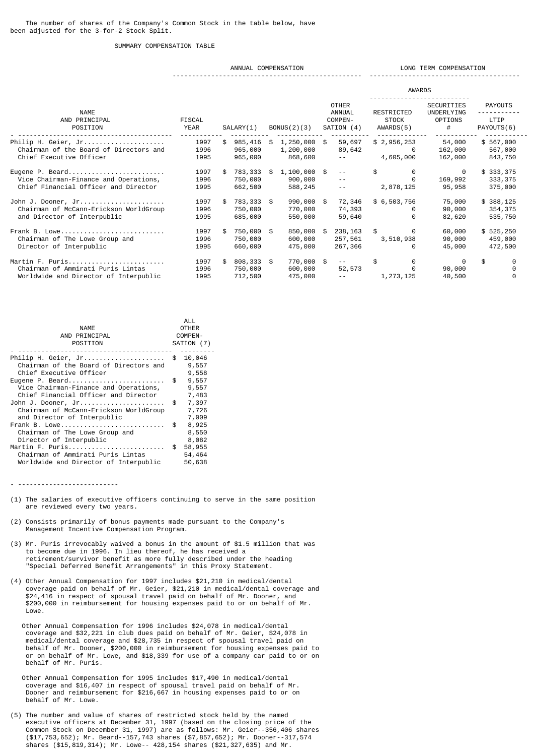The number of shares of the Company's Common Stock in the table below, have been adjusted for the 3-for-2 Stock Split.

SUMMARY COMPENSATION TABLE

| NAME AND PRINCIPAL POSITION | FISCAL YEAR | ANNUAL COMPENSATION SALARY(1) | BONUS(2)(3) | OTHER ANNUAL COMPEN-SATION (4) | LONG TERM COMPENSATION AWARDS RESTRICTED STOCK AWARDS(5) | SECURITIES UNDERLYING OPTIONS # | PAYOUTS LTIP PAYOUTS(6) | ALL OTHER COMPEN-SATION (7) |
|---|---|---|---|---|---|---|---|---|
| Philip H. Geier, Jr. | 1997 | $ 985,416 | $ 1,250,000 | $ 59,697 | $ 2,956,253 | 54,000 | $ 567,000 | $ 10,046 |
| Chairman of the Board of Directors and | 1996 | 965,000 | 1,200,000 | 89,642 | 0 | 162,000 | 567,000 | 9,557 |
| Chief Executive Officer | 1995 | 965,000 | 868,600 | -- | 4,605,000 | 162,000 | 843,750 | 9,558 |
| Eugene P. Beard | 1997 | $ 783,333 | $ 1,100,000 | $ -- | $ 0 | 0 | $ 333,375 | $ 9,557 |
| Vice Chairman-Finance and Operations, | 1996 | 750,000 | 900,000 | -- | 0 | 169,992 | 333,375 | 9,557 |
| Chief Financial Officer and Director | 1995 | 662,500 | 588,245 | -- | 2,878,125 | 95,958 | 375,000 | 7,483 |
| John J. Dooner, Jr. | 1997 | $ 783,333 | $ 990,000 | $ 72,346 | $ 6,503,756 | 75,000 | $ 388,125 | $ 7,397 |
| Chairman of McCann-Erickson WorldGroup | 1996 | 750,000 | 770,000 | 74,393 | 0 | 90,000 | 354,375 | 7,726 |
| and Director of Interpublic | 1995 | 685,000 | 550,000 | 59,640 | 0 | 82,620 | 535,750 | 7,009 |
| Frank B. Lowe | 1997 | $ 750,000 | $ 850,000 | $ 238,163 | $ 0 | 60,000 | $ 525,250 | $ 8,925 |
| Chairman of The Lowe Group and | 1996 | 750,000 | 600,000 | 257,561 | 3,510,938 | 90,000 | 459,000 | 8,550 |
| Director of Interpublic | 1995 | 660,000 | 475,000 | 267,366 | 0 | 45,000 | 472,500 | 8,082 |
| Martin F. Puris | 1997 | $ 808,333 | $ 770,000 | $ -- | $ 0 | 0 | $ 0 | $ 58,955 |
| Chairman of Ammirati Puris Lintas | 1996 | 750,000 | 600,000 | 52,573 | 0 | 90,000 | 0 | 54,464 |
| Worldwide and Director of Interpublic | 1995 | 712,500 | 475,000 | -- | 1,273,125 | 40,500 | 0 | 50,638 |

- -------------------------

(1) The salaries of executive officers continuing to serve in the same position are reviewed every two years.

(2) Consists primarily of bonus payments made pursuant to the Company's Management Incentive Compensation Program.

(3) Mr. Puris irrevocably waived a bonus in the amount of $1.5 million that was to become due in 1996. In lieu thereof, he has received a retirement/survivor benefit as more fully described under the heading "Special Deferred Benefit Arrangements" in this Proxy Statement.

(4) Other Annual Compensation for 1997 includes $21,210 in medical/dental coverage paid on behalf of Mr. Geier, $21,210 in medical/dental coverage and $24,416 in respect of spousal travel paid on behalf of Mr. Dooner, and $200,000 in reimbursement for housing expenses paid to or on behalf of Mr. Lowe.

Other Annual Compensation for 1996 includes $24,078 in medical/dental coverage and $32,221 in club dues paid on behalf of Mr. Geier, $24,078 in medical/dental coverage and $28,735 in respect of spousal travel paid on behalf of Mr. Dooner, $200,000 in reimbursement for housing expenses paid to or on behalf of Mr. Lowe, and $18,339 for use of a company car paid to or on behalf of Mr. Puris.

Other Annual Compensation for 1995 includes $17,490 in medical/dental coverage and $16,407 in respect of spousal travel paid on behalf of Mr. Dooner and reimbursement for $216,667 in housing expenses paid to or on behalf of Mr. Lowe.

(5) The number and value of shares of restricted stock held by the named executive officers at December 31, 1997 (based on the closing price of the Common Stock on December 31, 1997) are as follows: Mr. Geier--356,406 shares ($17,753,652); Mr. Beard--157,743 shares ($7,857,652); Mr. Dooner--317,574 shares ($15,819,314); Mr. Lowe-- 428,154 shares ($21,327,635) and Mr.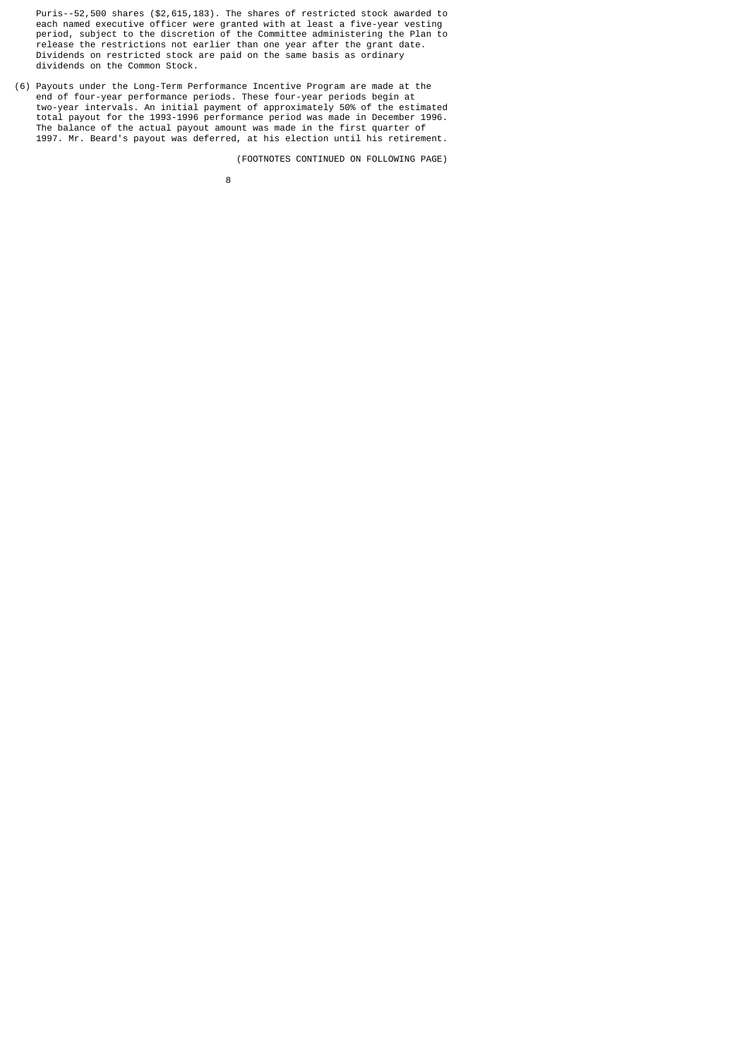Puris--52,500 shares ($2,615,183). The shares of restricted stock awarded to each named executive officer were granted with at least a five-year vesting period, subject to the discretion of the Committee administering the Plan to release the restrictions not earlier than one year after the grant date. Dividends on restricted stock are paid on the same basis as ordinary dividends on the Common Stock.

(6) Payouts under the Long-Term Performance Incentive Program are made at the end of four-year performance periods. These four-year periods begin at two-year intervals. An initial payment of approximately 50% of the estimated total payout for the 1993-1996 performance period was made in December 1996. The balance of the actual payout amount was made in the first quarter of 1997. Mr. Beard's payout was deferred, at his election until his retirement.

(FOOTNOTES CONTINUED ON FOLLOWING PAGE)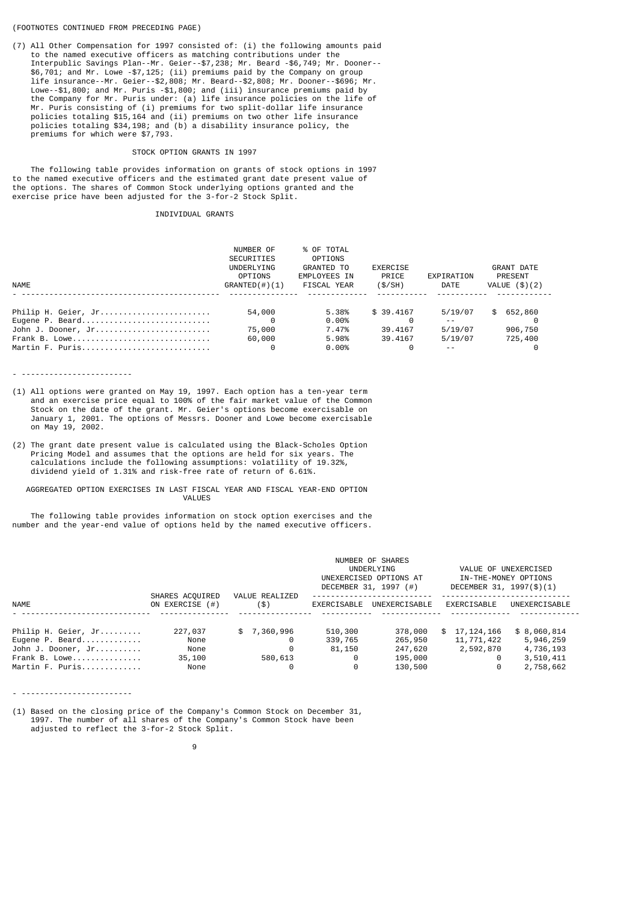(FOOTNOTES CONTINUED FROM PRECEDING PAGE)

(7) All Other Compensation for 1997 consisted of: (i) the following amounts paid to the named executive officers as matching contributions under the Interpublic Savings Plan--Mr. Geier--$7,238; Mr. Beard -$6,749; Mr. Dooner--$6,701; and Mr. Lowe -$7,125; (ii) premiums paid by the Company on group life insurance--Mr. Geier--$2,808; Mr. Beard--$2,808; Mr. Dooner--$696; Mr. Lowe--$1,800; and Mr. Puris -$1,800; and (iii) insurance premiums paid by the Company for Mr. Puris under: (a) life insurance policies on the life of Mr. Puris consisting of (i) premiums for two split-dollar life insurance policies totaling $15,164 and (ii) premiums on two other life insurance policies totaling $34,198; and (b) a disability insurance policy, the premiums for which were $7,793.

## STOCK OPTION GRANTS IN 1997

The following table provides information on grants of stock options in 1997 to the named executive officers and the estimated grant date present value of the options. The shares of Common Stock underlying options granted and the exercise price have been adjusted for the 3-for-2 Stock Split.

### INDIVIDUAL GRANTS

| NAME | NUMBER OF SECURITIES UNDERLYING OPTIONS GRANTED(#)(1) | % OF TOTAL OPTIONS GRANTED TO EMPLOYEES IN FISCAL YEAR | EXERCISE PRICE ($/SH) | EXPIRATION DATE | GRANT DATE PRESENT VALUE ($)(2) |
|---|---|---|---|---|---|
| Philip H. Geier, Jr. | 54,000 | 5.38% | $ 39.4167 | 5/19/07 | $ 652,860 |
| Eugene P. Beard | 0 | 0.00% | 0 | -- | 0 |
| John J. Dooner, Jr. | 75,000 | 7.47% | 39.4167 | 5/19/07 | 906,750 |
| Frank B. Lowe | 60,000 | 5.98% | 39.4167 | 5/19/07 | 725,400 |
| Martin F. Puris | 0 | 0.00% | 0 | -- | 0 |

- -----------------------

(1) All options were granted on May 19, 1997. Each option has a ten-year term and an exercise price equal to 100% of the fair market value of the Common Stock on the date of the grant. Mr. Geier's options become exercisable on January 1, 2001. The options of Messrs. Dooner and Lowe become exercisable on May 19, 2002.

(2) The grant date present value is calculated using the Black-Scholes Option Pricing Model and assumes that the options are held for six years. The calculations include the following assumptions: volatility of 19.32%, dividend yield of 1.31% and risk-free rate of return of 6.61%.

## AGGREGATED OPTION EXERCISES IN LAST FISCAL YEAR AND FISCAL YEAR-END OPTION VALUES

The following table provides information on stock option exercises and the number and the year-end value of options held by the named executive officers.

| NAME | SHARES ACQUIRED ON EXERCISE (#) | VALUE REALIZED ($) | NUMBER OF SHARES UNDERLYING UNEXERCISED OPTIONS AT DECEMBER 31, 1997 (#) | | VALUE OF UNEXERCISED IN-THE-MONEY OPTIONS DECEMBER 31, 1997($)(1) | |
|---|---|---|---|---|---|---|
| | | | EXERCISABLE | UNEXERCISABLE | EXERCISABLE | UNEXERCISABLE |
| Philip H. Geier, Jr. | 227,037 | $ 7,360,996 | 510,300 | 378,000 | $ 17,124,166 | $ 8,060,814 |
| Eugene P. Beard | None | 0 | 339,765 | 265,950 | 11,771,422 | 5,946,259 |
| John J. Dooner, Jr. | None | 0 | 81,150 | 247,620 | 2,592,870 | 4,736,193 |
| Frank B. Lowe | 35,100 | 580,613 | 0 | 195,000 | 0 | 3,510,411 |
| Martin F. Puris | None | 0 | 0 | 130,500 | 0 | 2,758,662 |

- -----------------------

(1) Based on the closing price of the Company's Common Stock on December 31, 1997. The number of all shares of the Company's Common Stock have been adjusted to reflect the 3-for-2 Stock Split.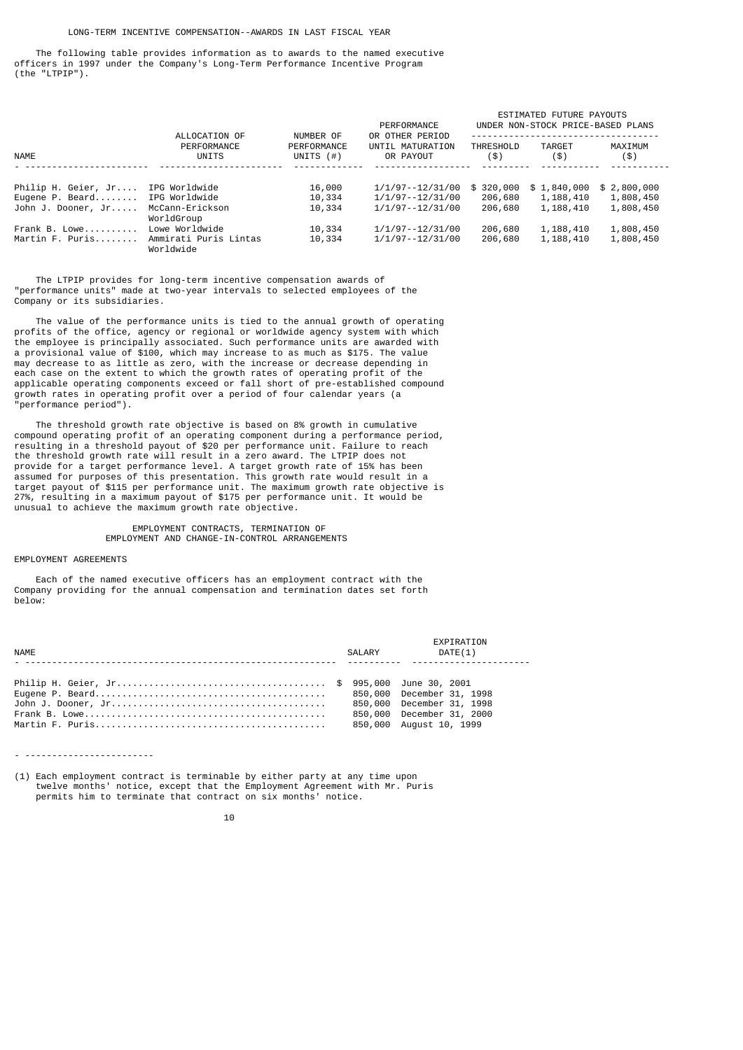## LONG-TERM INCENTIVE COMPENSATION--AWARDS IN LAST FISCAL YEAR

The following table provides information as to awards to the named executive officers in 1997 under the Company's Long-Term Performance Incentive Program (the "LTPIP").

| NAME | ALLOCATION OF PERFORMANCE UNITS | NUMBER OF PERFORMANCE UNITS (#) | PERFORMANCE OR OTHER PERIOD UNTIL MATURATION OR PAYOUT | ESTIMATED FUTURE PAYOUTS UNDER NON-STOCK PRICE-BASED PLANS | | |
|---|---|---|---|---|---|---|
| | | | | THRESHOLD ($) | TARGET ($) | MAXIMUM ($) |
| Philip H. Geier, Jr.... | IPG Worldwide | 16,000 | 1/1/97--12/31/00 | $ 320,000 | $ 1,840,000 | $ 2,800,000 |
| Eugene P. Beard........ | IPG Worldwide | 10,334 | 1/1/97--12/31/00 | 206,680 | 1,188,410 | 1,808,450 |
| John J. Dooner, Jr..... | McCann-Erickson WorldGroup | 10,334 | 1/1/97--12/31/00 | 206,680 | 1,188,410 | 1,808,450 |
| Frank B. Lowe.......... | Lowe Worldwide | 10,334 | 1/1/97--12/31/00 | 206,680 | 1,188,410 | 1,808,450 |
| Martin F. Puris........ | Ammirati Puris Lintas Worldwide | 10,334 | 1/1/97--12/31/00 | 206,680 | 1,188,410 | 1,808,450 |

The LTPIP provides for long-term incentive compensation awards of "performance units" made at two-year intervals to selected employees of the Company or its subsidiaries.

The value of the performance units is tied to the annual growth of operating profits of the office, agency or regional or worldwide agency system with which the employee is principally associated. Such performance units are awarded with a provisional value of $100, which may increase to as much as $175. The value may decrease to as little as zero, with the increase or decrease depending in each case on the extent to which the growth rates of operating profit of the applicable operating components exceed or fall short of pre-established compound growth rates in operating profit over a period of four calendar years (a "performance period").

The threshold growth rate objective is based on 8% growth in cumulative compound operating profit of an operating component during a performance period, resulting in a threshold payout of $20 per performance unit. Failure to reach the threshold growth rate will result in a zero award. The LTPIP does not provide for a target performance level. A target growth rate of 15% has been assumed for purposes of this presentation. This growth rate would result in a target payout of $115 per performance unit. The maximum growth rate objective is 27%, resulting in a maximum payout of $175 per performance unit. It would be unusual to achieve the maximum growth rate objective.

## EMPLOYMENT CONTRACTS, TERMINATION OF EMPLOYMENT AND CHANGE-IN-CONTROL ARRANGEMENTS

### EMPLOYMENT AGREEMENTS

Each of the named executive officers has an employment contract with the Company providing for the annual compensation and termination dates set forth below:

| NAME | SALARY | EXPIRATION DATE(1) |
|---|---|---|
| Philip H. Geier, Jr...................................... | $ 995,000 | June 30, 2001 |
| Eugene P. Beard.......................................... | 850,000 | December 31, 1998 |
| John J. Dooner, Jr....................................... | 850,000 | December 31, 1998 |
| Frank B. Lowe............................................ | 850,000 | December 31, 2000 |
| Martin F. Puris.......................................... | 850,000 | August 10, 1999 |

(1) Each employment contract is terminable by either party at any time upon twelve months' notice, except that the Employment Agreement with Mr. Puris permits him to terminate that contract on six months' notice.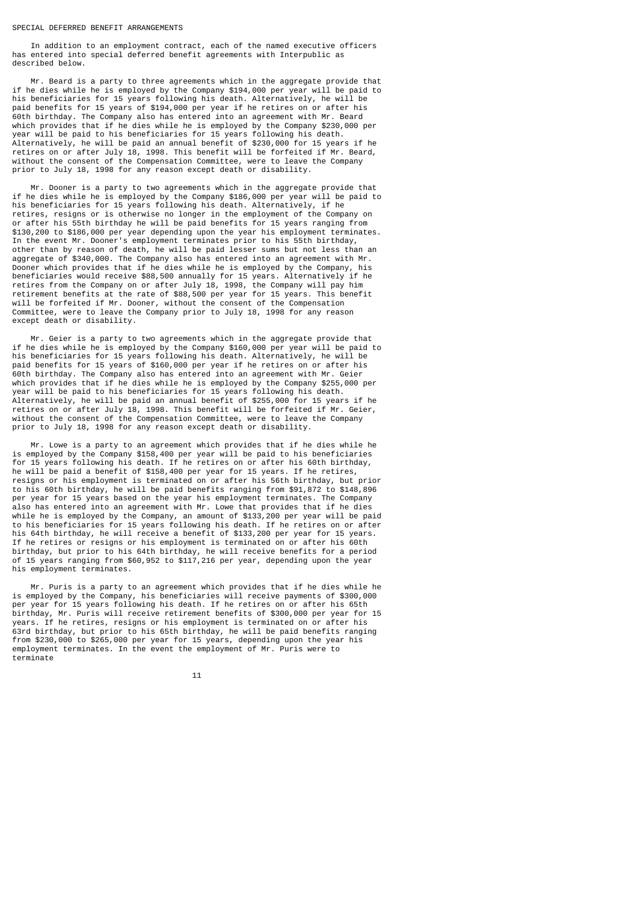## SPECIAL DEFERRED BENEFIT ARRANGEMENTS

In addition to an employment contract, each of the named executive officers has entered into special deferred benefit agreements with Interpublic as described below.

Mr. Beard is a party to three agreements which in the aggregate provide that if he dies while he is employed by the Company $194,000 per year will be paid to his beneficiaries for 15 years following his death. Alternatively, he will be paid benefits for 15 years of $194,000 per year if he retires on or after his 60th birthday. The Company also has entered into an agreement with Mr. Beard which provides that if he dies while he is employed by the Company $230,000 per year will be paid to his beneficiaries for 15 years following his death. Alternatively, he will be paid an annual benefit of $230,000 for 15 years if he retires on or after July 18, 1998. This benefit will be forfeited if Mr. Beard, without the consent of the Compensation Committee, were to leave the Company prior to July 18, 1998 for any reason except death or disability.

Mr. Dooner is a party to two agreements which in the aggregate provide that if he dies while he is employed by the Company $186,000 per year will be paid to his beneficiaries for 15 years following his death. Alternatively, if he retires, resigns or is otherwise no longer in the employment of the Company on or after his 55th birthday he will be paid benefits for 15 years ranging from $130,200 to $186,000 per year depending upon the year his employment terminates. In the event Mr. Dooner's employment terminates prior to his 55th birthday, other than by reason of death, he will be paid lesser sums but not less than an aggregate of $340,000. The Company also has entered into an agreement with Mr. Dooner which provides that if he dies while he is employed by the Company, his beneficiaries would receive $88,500 annually for 15 years. Alternatively if he retires from the Company on or after July 18, 1998, the Company will pay him retirement benefits at the rate of $88,500 per year for 15 years. This benefit will be forfeited if Mr. Dooner, without the consent of the Compensation Committee, were to leave the Company prior to July 18, 1998 for any reason except death or disability.

Mr. Geier is a party to two agreements which in the aggregate provide that if he dies while he is employed by the Company $160,000 per year will be paid to his beneficiaries for 15 years following his death. Alternatively, he will be paid benefits for 15 years of $160,000 per year if he retires on or after his 60th birthday. The Company also has entered into an agreement with Mr. Geier which provides that if he dies while he is employed by the Company $255,000 per year will be paid to his beneficiaries for 15 years following his death. Alternatively, he will be paid an annual benefit of $255,000 for 15 years if he retires on or after July 18, 1998. This benefit will be forfeited if Mr. Geier, without the consent of the Compensation Committee, were to leave the Company prior to July 18, 1998 for any reason except death or disability.

Mr. Lowe is a party to an agreement which provides that if he dies while he is employed by the Company $158,400 per year will be paid to his beneficiaries for 15 years following his death. If he retires on or after his 60th birthday, he will be paid a benefit of $158,400 per year for 15 years. If he retires, resigns or his employment is terminated on or after his 56th birthday, but prior to his 60th birthday, he will be paid benefits ranging from $91,872 to $148,896 per year for 15 years based on the year his employment terminates. The Company also has entered into an agreement with Mr. Lowe that provides that if he dies while he is employed by the Company, an amount of $133,200 per year will be paid to his beneficiaries for 15 years following his death. If he retires on or after his 64th birthday, he will receive a benefit of $133,200 per year for 15 years. If he retires or resigns or his employment is terminated on or after his 60th birthday, but prior to his 64th birthday, he will receive benefits for a period of 15 years ranging from $60,952 to $117,216 per year, depending upon the year his employment terminates.

Mr. Puris is a party to an agreement which provides that if he dies while he is employed by the Company, his beneficiaries will receive payments of $300,000 per year for 15 years following his death. If he retires on or after his 65th birthday, Mr. Puris will receive retirement benefits of $300,000 per year for 15 years. If he retires, resigns or his employment is terminated on or after his 63rd birthday, but prior to his 65th birthday, he will be paid benefits ranging from $230,000 to $265,000 per year for 15 years, depending upon the year his employment terminates. In the event the employment of Mr. Puris were to terminate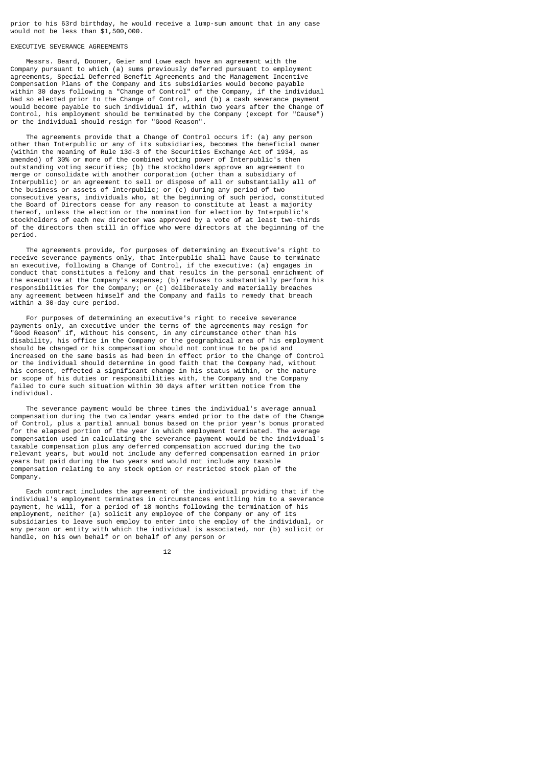prior to his 63rd birthday, he would receive a lump-sum amount that in any case would not be less than $1,500,000.

## EXECUTIVE SEVERANCE AGREEMENTS

Messrs. Beard, Dooner, Geier and Lowe each have an agreement with the Company pursuant to which (a) sums previously deferred pursuant to employment agreements, Special Deferred Benefit Agreements and the Management Incentive Compensation Plans of the Company and its subsidiaries would become payable within 30 days following a "Change of Control" of the Company, if the individual had so elected prior to the Change of Control, and (b) a cash severance payment would become payable to such individual if, within two years after the Change of Control, his employment should be terminated by the Company (except for "Cause") or the individual should resign for "Good Reason".

The agreements provide that a Change of Control occurs if: (a) any person other than Interpublic or any of its subsidiaries, becomes the beneficial owner (within the meaning of Rule 13d-3 of the Securities Exchange Act of 1934, as amended) of 30% or more of the combined voting power of Interpublic's then outstanding voting securities; (b) the stockholders approve an agreement to merge or consolidate with another corporation (other than a subsidiary of Interpublic) or an agreement to sell or dispose of all or substantially all of the business or assets of Interpublic; or (c) during any period of two consecutive years, individuals who, at the beginning of such period, constituted the Board of Directors cease for any reason to constitute at least a majority thereof, unless the election or the nomination for election by Interpublic's stockholders of each new director was approved by a vote of at least two-thirds of the directors then still in office who were directors at the beginning of the period.

The agreements provide, for purposes of determining an Executive's right to receive severance payments only, that Interpublic shall have Cause to terminate an executive, following a Change of Control, if the executive: (a) engages in conduct that constitutes a felony and that results in the personal enrichment of the executive at the Company's expense; (b) refuses to substantially perform his responsibilities for the Company; or (c) deliberately and materially breaches any agreement between himself and the Company and fails to remedy that breach within a 30-day cure period.

For purposes of determining an executive's right to receive severance payments only, an executive under the terms of the agreements may resign for "Good Reason" if, without his consent, in any circumstance other than his disability, his office in the Company or the geographical area of his employment should be changed or his compensation should not continue to be paid and increased on the same basis as had been in effect prior to the Change of Control or the individual should determine in good faith that the Company had, without his consent, effected a significant change in his status within, or the nature or scope of his duties or responsibilities with, the Company and the Company failed to cure such situation within 30 days after written notice from the individual.

The severance payment would be three times the individual's average annual compensation during the two calendar years ended prior to the date of the Change of Control, plus a partial annual bonus based on the prior year's bonus prorated for the elapsed portion of the year in which employment terminated. The average compensation used in calculating the severance payment would be the individual's taxable compensation plus any deferred compensation accrued during the two relevant years, but would not include any deferred compensation earned in prior years but paid during the two years and would not include any taxable compensation relating to any stock option or restricted stock plan of the Company.

Each contract includes the agreement of the individual providing that if the individual's employment terminates in circumstances entitling him to a severance payment, he will, for a period of 18 months following the termination of his employment, neither (a) solicit any employee of the Company or any of its subsidiaries to leave such employ to enter into the employ of the individual, or any person or entity with which the individual is associated, nor (b) solicit or handle, on his own behalf or on behalf of any person or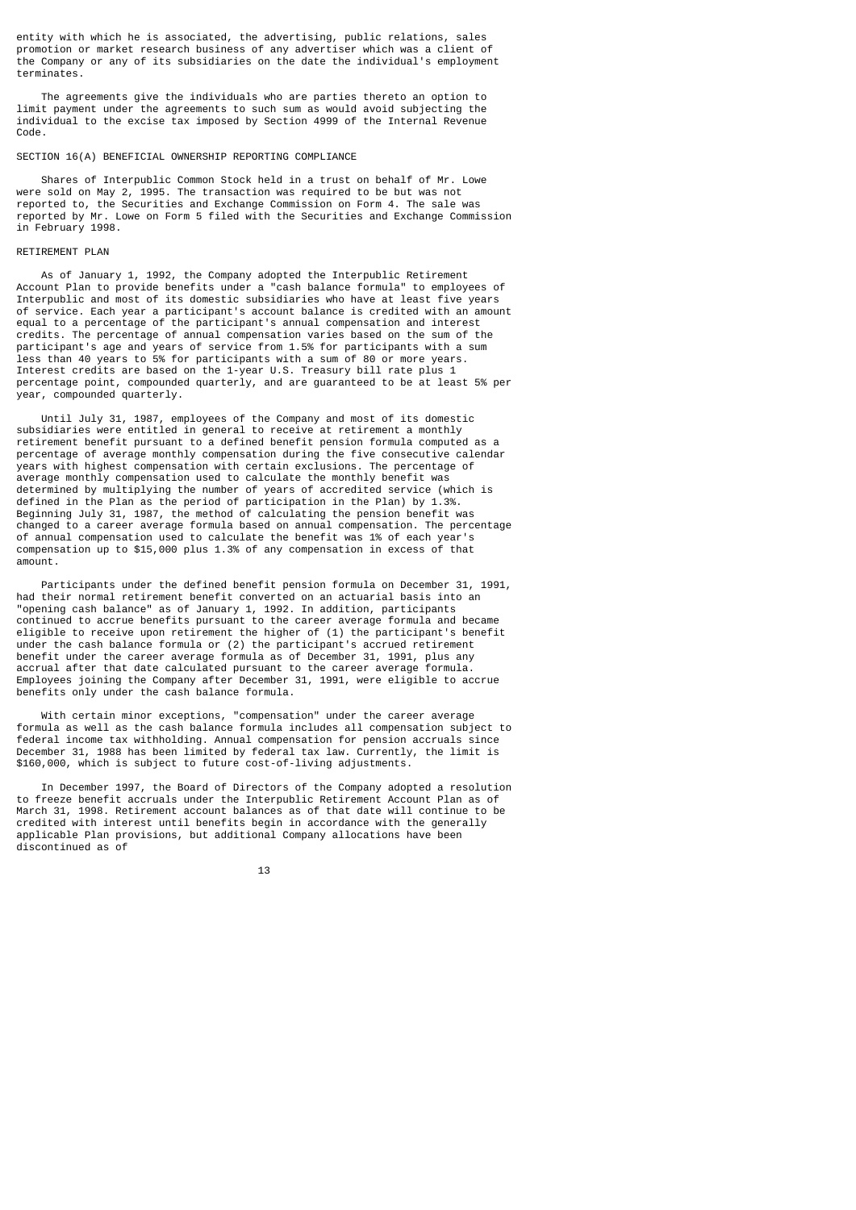entity with which he is associated, the advertising, public relations, sales promotion or market research business of any advertiser which was a client of the Company or any of its subsidiaries on the date the individual's employment terminates.

The agreements give the individuals who are parties thereto an option to limit payment under the agreements to such sum as would avoid subjecting the individual to the excise tax imposed by Section 4999 of the Internal Revenue Code.

## SECTION 16(A) BENEFICIAL OWNERSHIP REPORTING COMPLIANCE

Shares of Interpublic Common Stock held in a trust on behalf of Mr. Lowe were sold on May 2, 1995. The transaction was required to be but was not reported to, the Securities and Exchange Commission on Form 4. The sale was reported by Mr. Lowe on Form 5 filed with the Securities and Exchange Commission in February 1998.

## RETIREMENT PLAN

As of January 1, 1992, the Company adopted the Interpublic Retirement Account Plan to provide benefits under a "cash balance formula" to employees of Interpublic and most of its domestic subsidiaries who have at least five years of service. Each year a participant's account balance is credited with an amount equal to a percentage of the participant's annual compensation and interest credits. The percentage of annual compensation varies based on the sum of the participant's age and years of service from 1.5% for participants with a sum less than 40 years to 5% for participants with a sum of 80 or more years. Interest credits are based on the 1-year U.S. Treasury bill rate plus 1 percentage point, compounded quarterly, and are guaranteed to be at least 5% per year, compounded quarterly.

Until July 31, 1987, employees of the Company and most of its domestic subsidiaries were entitled in general to receive at retirement a monthly retirement benefit pursuant to a defined benefit pension formula computed as a percentage of average monthly compensation during the five consecutive calendar years with highest compensation with certain exclusions. The percentage of average monthly compensation used to calculate the monthly benefit was determined by multiplying the number of years of accredited service (which is defined in the Plan as the period of participation in the Plan) by 1.3%. Beginning July 31, 1987, the method of calculating the pension benefit was changed to a career average formula based on annual compensation. The percentage of annual compensation used to calculate the benefit was 1% of each year's compensation up to $15,000 plus 1.3% of any compensation in excess of that amount.

Participants under the defined benefit pension formula on December 31, 1991, had their normal retirement benefit converted on an actuarial basis into an "opening cash balance" as of January 1, 1992. In addition, participants continued to accrue benefits pursuant to the career average formula and became eligible to receive upon retirement the higher of (1) the participant's benefit under the cash balance formula or (2) the participant's accrued retirement benefit under the career average formula as of December 31, 1991, plus any accrual after that date calculated pursuant to the career average formula. Employees joining the Company after December 31, 1991, were eligible to accrue benefits only under the cash balance formula.

With certain minor exceptions, "compensation" under the career average formula as well as the cash balance formula includes all compensation subject to federal income tax withholding. Annual compensation for pension accruals since December 31, 1988 has been limited by federal tax law. Currently, the limit is $160,000, which is subject to future cost-of-living adjustments.

In December 1997, the Board of Directors of the Company adopted a resolution to freeze benefit accruals under the Interpublic Retirement Account Plan as of March 31, 1998. Retirement account balances as of that date will continue to be credited with interest until benefits begin in accordance with the generally applicable Plan provisions, but additional Company allocations have been discontinued as of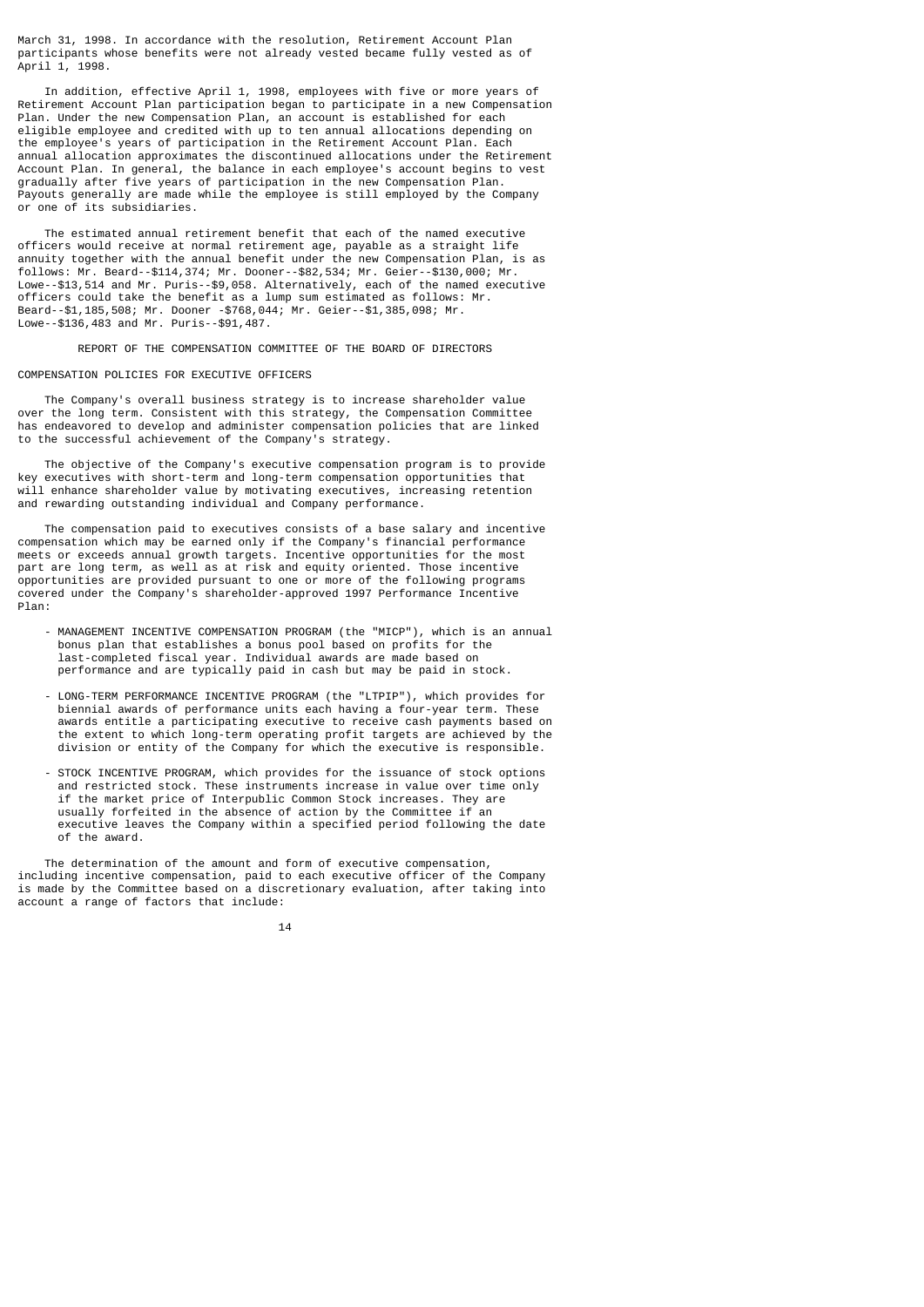March 31, 1998. In accordance with the resolution, Retirement Account Plan participants whose benefits were not already vested became fully vested as of April 1, 1998.

In addition, effective April 1, 1998, employees with five or more years of Retirement Account Plan participation began to participate in a new Compensation Plan. Under the new Compensation Plan, an account is established for each eligible employee and credited with up to ten annual allocations depending on the employee's years of participation in the Retirement Account Plan. Each annual allocation approximates the discontinued allocations under the Retirement Account Plan. In general, the balance in each employee's account begins to vest gradually after five years of participation in the new Compensation Plan. Payouts generally are made while the employee is still employed by the Company or one of its subsidiaries.

The estimated annual retirement benefit that each of the named executive officers would receive at normal retirement age, payable as a straight life annuity together with the annual benefit under the new Compensation Plan, is as follows: Mr. Beard--$114,374; Mr. Dooner--$82,534; Mr. Geier--$130,000; Mr. Lowe--$13,514 and Mr. Puris--$9,058. Alternatively, each of the named executive officers could take the benefit as a lump sum estimated as follows: Mr. Beard--$1,185,508; Mr. Dooner -$768,044; Mr. Geier--$1,385,098; Mr. Lowe--$136,483 and Mr. Puris--$91,487.

## REPORT OF THE COMPENSATION COMMITTEE OF THE BOARD OF DIRECTORS

### COMPENSATION POLICIES FOR EXECUTIVE OFFICERS

The Company's overall business strategy is to increase shareholder value over the long term. Consistent with this strategy, the Compensation Committee has endeavored to develop and administer compensation policies that are linked to the successful achievement of the Company's strategy.

The objective of the Company's executive compensation program is to provide key executives with short-term and long-term compensation opportunities that will enhance shareholder value by motivating executives, increasing retention and rewarding outstanding individual and Company performance.

The compensation paid to executives consists of a base salary and incentive compensation which may be earned only if the Company's financial performance meets or exceeds annual growth targets. Incentive opportunities for the most part are long term, as well as at risk and equity oriented. Those incentive opportunities are provided pursuant to one or more of the following programs covered under the Company's shareholder-approved 1997 Performance Incentive Plan:

- MANAGEMENT INCENTIVE COMPENSATION PROGRAM (the "MICP"), which is an annual bonus plan that establishes a bonus pool based on profits for the last-completed fiscal year. Individual awards are made based on performance and are typically paid in cash but may be paid in stock.
- LONG-TERM PERFORMANCE INCENTIVE PROGRAM (the "LTPIP"), which provides for biennial awards of performance units each having a four-year term. These awards entitle a participating executive to receive cash payments based on the extent to which long-term operating profit targets are achieved by the division or entity of the Company for which the executive is responsible.
- STOCK INCENTIVE PROGRAM, which provides for the issuance of stock options and restricted stock. These instruments increase in value over time only if the market price of Interpublic Common Stock increases. They are usually forfeited in the absence of action by the Committee if an executive leaves the Company within a specified period following the date of the award.

The determination of the amount and form of executive compensation, including incentive compensation, paid to each executive officer of the Company is made by the Committee based on a discretionary evaluation, after taking into account a range of factors that include: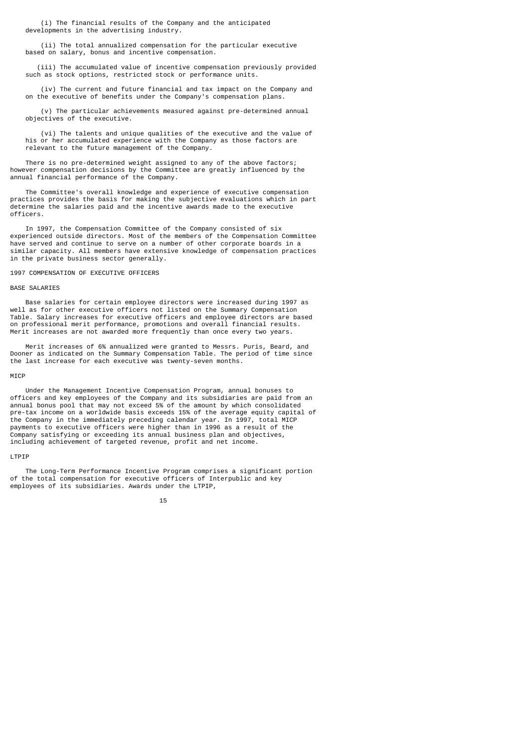(i) The financial results of the Company and the anticipated developments in the advertising industry.

(ii) The total annualized compensation for the particular executive based on salary, bonus and incentive compensation.

(iii) The accumulated value of incentive compensation previously provided such as stock options, restricted stock or performance units.

(iv) The current and future financial and tax impact on the Company and on the executive of benefits under the Company's compensation plans.

(v) The particular achievements measured against pre-determined annual objectives of the executive.

(vi) The talents and unique qualities of the executive and the value of his or her accumulated experience with the Company as those factors are relevant to the future management of the Company.

There is no pre-determined weight assigned to any of the above factors; however compensation decisions by the Committee are greatly influenced by the annual financial performance of the Company.

The Committee's overall knowledge and experience of executive compensation practices provides the basis for making the subjective evaluations which in part determine the salaries paid and the incentive awards made to the executive officers.

In 1997, the Compensation Committee of the Company consisted of six experienced outside directors. Most of the members of the Compensation Committee have served and continue to serve on a number of other corporate boards in a similar capacity. All members have extensive knowledge of compensation practices in the private business sector generally.

## 1997 COMPENSATION OF EXECUTIVE OFFICERS

### BASE SALARIES

Base salaries for certain employee directors were increased during 1997 as well as for other executive officers not listed on the Summary Compensation Table. Salary increases for executive officers and employee directors are based on professional merit performance, promotions and overall financial results. Merit increases are not awarded more frequently than once every two years.

Merit increases of 6% annualized were granted to Messrs. Puris, Beard, and Dooner as indicated on the Summary Compensation Table. The period of time since the last increase for each executive was twenty-seven months.

### MICP

Under the Management Incentive Compensation Program, annual bonuses to officers and key employees of the Company and its subsidiaries are paid from an annual bonus pool that may not exceed 5% of the amount by which consolidated pre-tax income on a worldwide basis exceeds 15% of the average equity capital of the Company in the immediately preceding calendar year. In 1997, total MICP payments to executive officers were higher than in 1996 as a result of the Company satisfying or exceeding its annual business plan and objectives, including achievement of targeted revenue, profit and net income.

### LTPIP

The Long-Term Performance Incentive Program comprises a significant portion of the total compensation for executive officers of Interpublic and key employees of its subsidiaries. Awards under the LTPIP,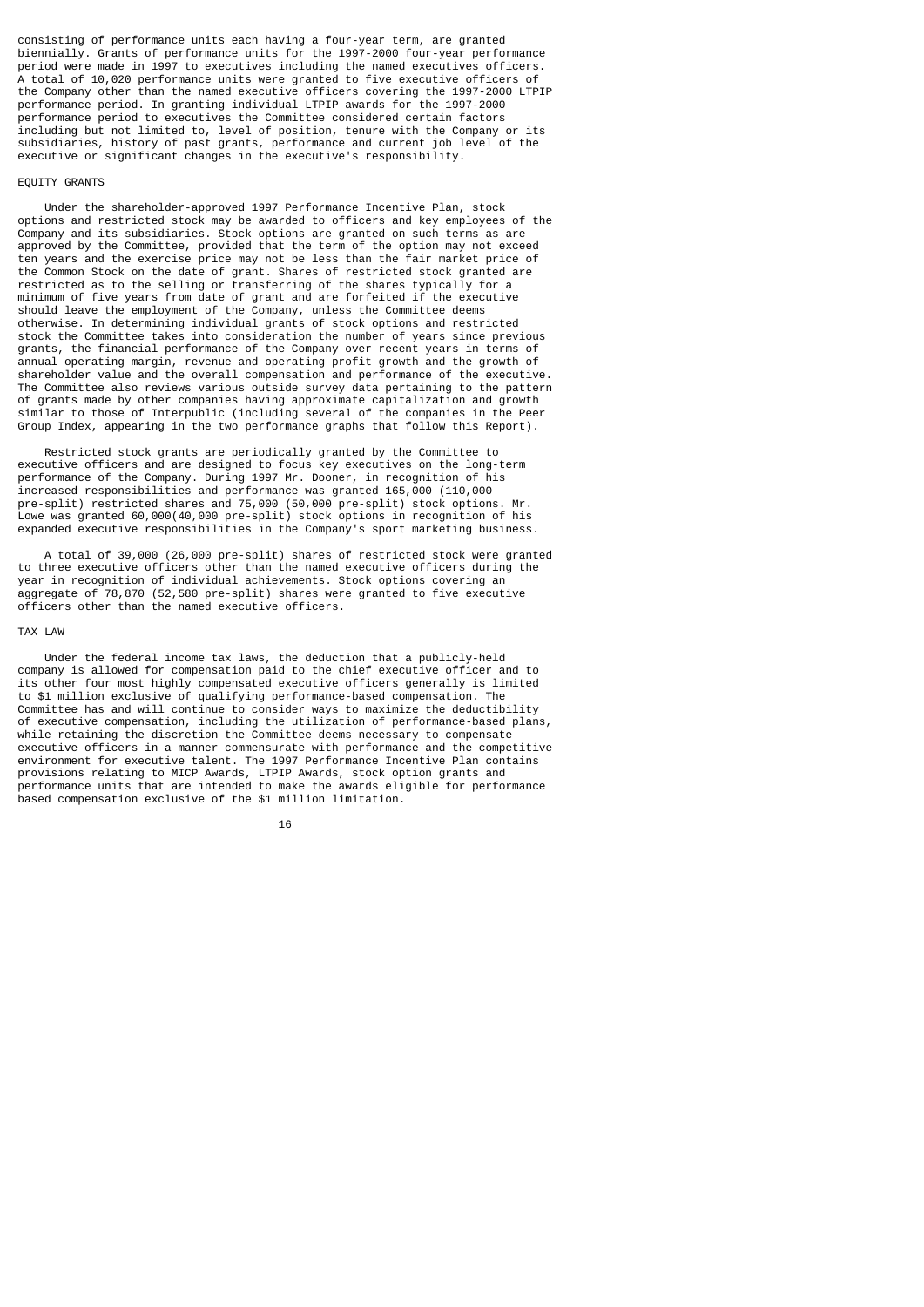consisting of performance units each having a four-year term, are granted biennially. Grants of performance units for the 1997-2000 four-year performance period were made in 1997 to executives including the named executives officers. A total of 10,020 performance units were granted to five executive officers of the Company other than the named executive officers covering the 1997-2000 LTPIP performance period. In granting individual LTPIP awards for the 1997-2000 performance period to executives the Committee considered certain factors including but not limited to, level of position, tenure with the Company or its subsidiaries, history of past grants, performance and current job level of the executive or significant changes in the executive's responsibility.

## EQUITY GRANTS

Under the shareholder-approved 1997 Performance Incentive Plan, stock options and restricted stock may be awarded to officers and key employees of the Company and its subsidiaries. Stock options are granted on such terms as are approved by the Committee, provided that the term of the option may not exceed ten years and the exercise price may not be less than the fair market price of the Common Stock on the date of grant. Shares of restricted stock granted are restricted as to the selling or transferring of the shares typically for a minimum of five years from date of grant and are forfeited if the executive should leave the employment of the Company, unless the Committee deems otherwise. In determining individual grants of stock options and restricted stock the Committee takes into consideration the number of years since previous grants, the financial performance of the Company over recent years in terms of annual operating margin, revenue and operating profit growth and the growth of shareholder value and the overall compensation and performance of the executive. The Committee also reviews various outside survey data pertaining to the pattern of grants made by other companies having approximate capitalization and growth similar to those of Interpublic (including several of the companies in the Peer Group Index, appearing in the two performance graphs that follow this Report).

Restricted stock grants are periodically granted by the Committee to executive officers and are designed to focus key executives on the long-term performance of the Company. During 1997 Mr. Dooner, in recognition of his increased responsibilities and performance was granted 165,000 (110,000 pre-split) restricted shares and 75,000 (50,000 pre-split) stock options. Mr. Lowe was granted 60,000(40,000 pre-split) stock options in recognition of his expanded executive responsibilities in the Company's sport marketing business.

A total of 39,000 (26,000 pre-split) shares of restricted stock were granted to three executive officers other than the named executive officers during the year in recognition of individual achievements. Stock options covering an aggregate of 78,870 (52,580 pre-split) shares were granted to five executive officers other than the named executive officers.

## TAX LAW

Under the federal income tax laws, the deduction that a publicly-held company is allowed for compensation paid to the chief executive officer and to its other four most highly compensated executive officers generally is limited to $1 million exclusive of qualifying performance-based compensation. The Committee has and will continue to consider ways to maximize the deductibility of executive compensation, including the utilization of performance-based plans, while retaining the discretion the Committee deems necessary to compensate executive officers in a manner commensurate with performance and the competitive environment for executive talent. The 1997 Performance Incentive Plan contains provisions relating to MICP Awards, LTPIP Awards, stock option grants and performance units that are intended to make the awards eligible for performance based compensation exclusive of the $1 million limitation.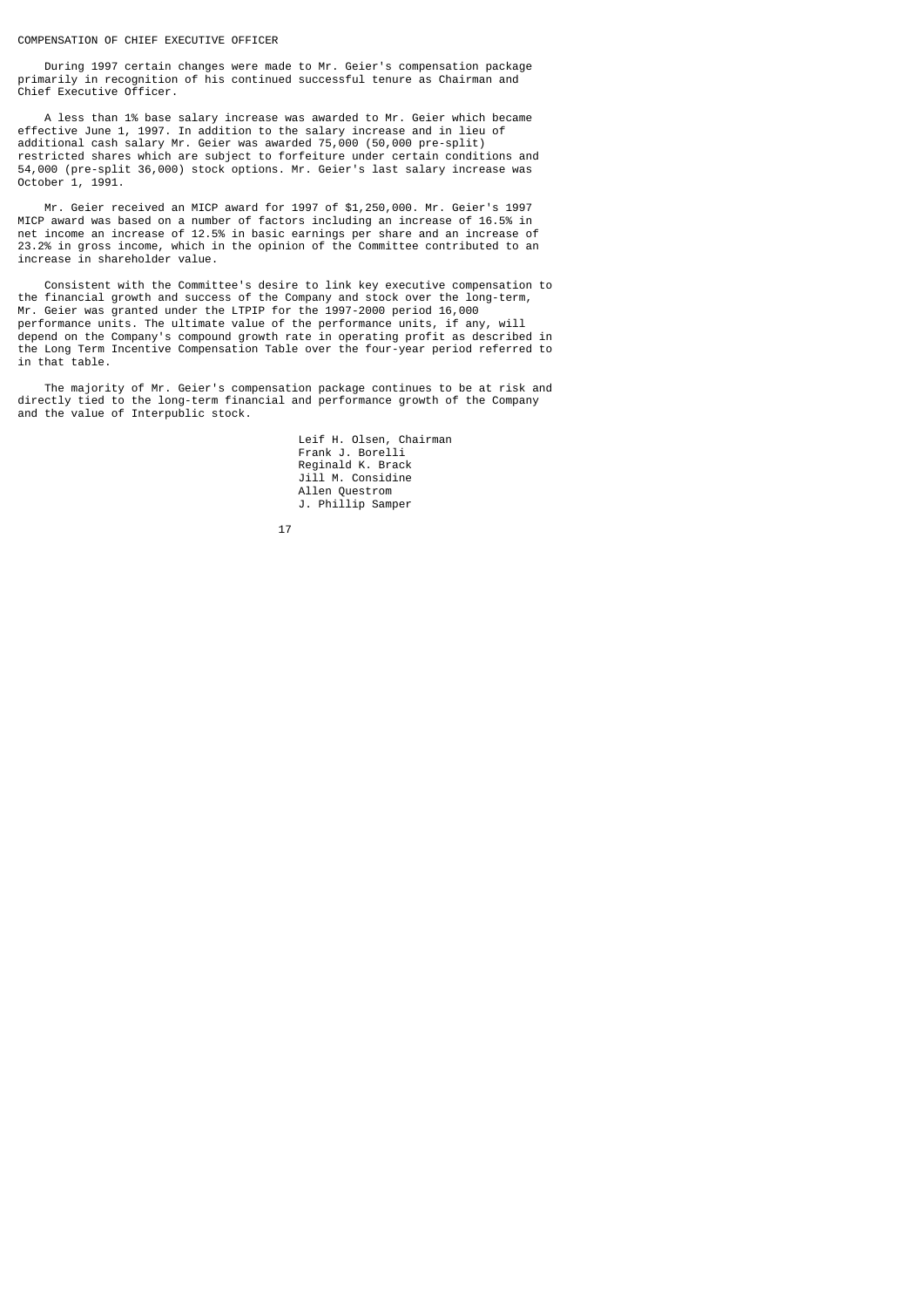## COMPENSATION OF CHIEF EXECUTIVE OFFICER

During 1997 certain changes were made to Mr. Geier's compensation package primarily in recognition of his continued successful tenure as Chairman and Chief Executive Officer.

A less than 1% base salary increase was awarded to Mr. Geier which became effective June 1, 1997. In addition to the salary increase and in lieu of additional cash salary Mr. Geier was awarded 75,000 (50,000 pre-split) restricted shares which are subject to forfeiture under certain conditions and 54,000 (pre-split 36,000) stock options. Mr. Geier's last salary increase was October 1, 1991.

Mr. Geier received an MICP award for 1997 of $1,250,000. Mr. Geier's 1997 MICP award was based on a number of factors including an increase of 16.5% in net income an increase of 12.5% in basic earnings per share and an increase of 23.2% in gross income, which in the opinion of the Committee contributed to an increase in shareholder value.

Consistent with the Committee's desire to link key executive compensation to the financial growth and success of the Company and stock over the long-term, Mr. Geier was granted under the LTPIP for the 1997-2000 period 16,000 performance units. The ultimate value of the performance units, if any, will depend on the Company's compound growth rate in operating profit as described in the Long Term Incentive Compensation Table over the four-year period referred to in that table.

The majority of Mr. Geier's compensation package continues to be at risk and directly tied to the long-term financial and performance growth of the Company and the value of Interpublic stock.

Leif H. Olsen, Chairman
Frank J. Borelli
Reginald K. Brack
Jill M. Considine
Allen Questrom
J. Phillip Samper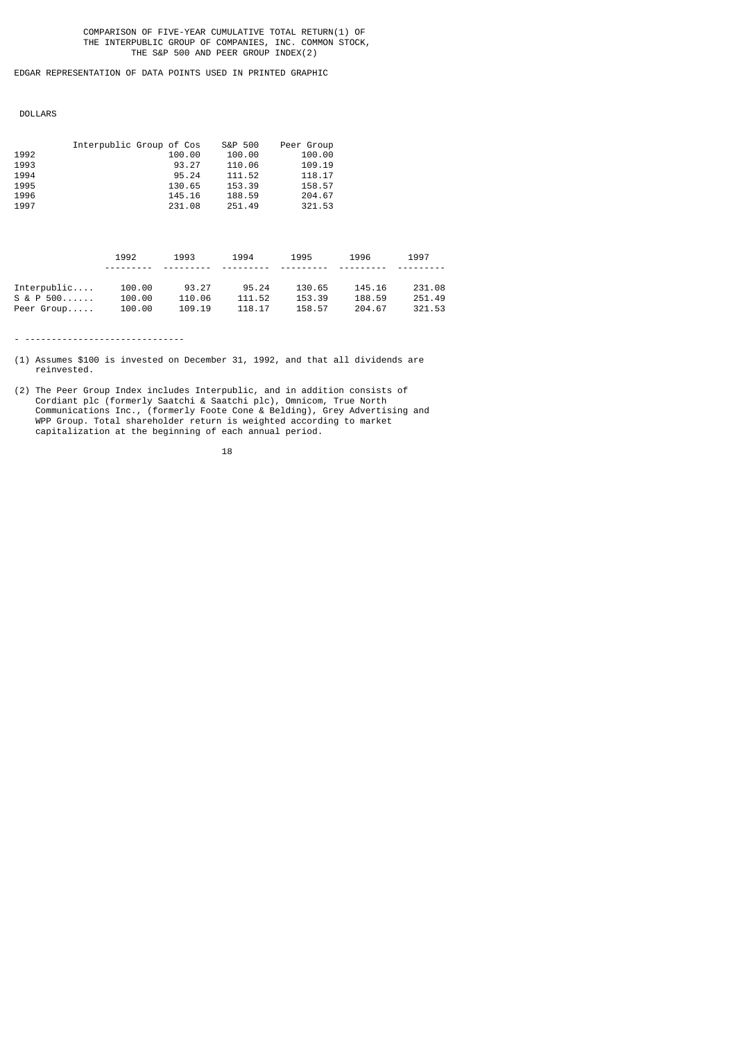# COMPARISON OF FIVE-YEAR CUMULATIVE TOTAL RETURN(1) OF THE INTERPUBLIC GROUP OF COMPANIES, INC. COMMON STOCK, THE S&P 500 AND PEER GROUP INDEX(2)

EDGAR REPRESENTATION OF DATA POINTS USED IN PRINTED GRAPHIC

DOLLARS

| | Interpublic Group of Cos | S&P 500 | Peer Group |
|---|---|---|---|
| 1992 | 100.00 | 100.00 | 100.00 |
| 1993 | 93.27 | 110.06 | 109.19 |
| 1994 | 95.24 | 111.52 | 118.17 |
| 1995 | 130.65 | 153.39 | 158.57 |
| 1996 | 145.16 | 188.59 | 204.67 |
| 1997 | 231.08 | 251.49 | 321.53 |

| | 1992 | 1993 | 1994 | 1995 | 1996 | 1997 |
|---|---|---|---|---|---|---|
| Interpublic.... | 100.00 | 93.27 | 95.24 | 130.65 | 145.16 | 231.08 |
| S & P 500...... | 100.00 | 110.06 | 111.52 | 153.39 | 188.59 | 251.49 |
| Peer Group..... | 100.00 | 109.19 | 118.17 | 158.57 | 204.67 | 321.53 |

---

(1) Assumes $100 is invested on December 31, 1992, and that all dividends are reinvested.

(2) The Peer Group Index includes Interpublic, and in addition consists of Cordiant plc (formerly Saatchi & Saatchi plc), Omnicom, True North Communications Inc., (formerly Foote Cone & Belding), Grey Advertising and WPP Group. Total shareholder return is weighted according to market capitalization at the beginning of each annual period.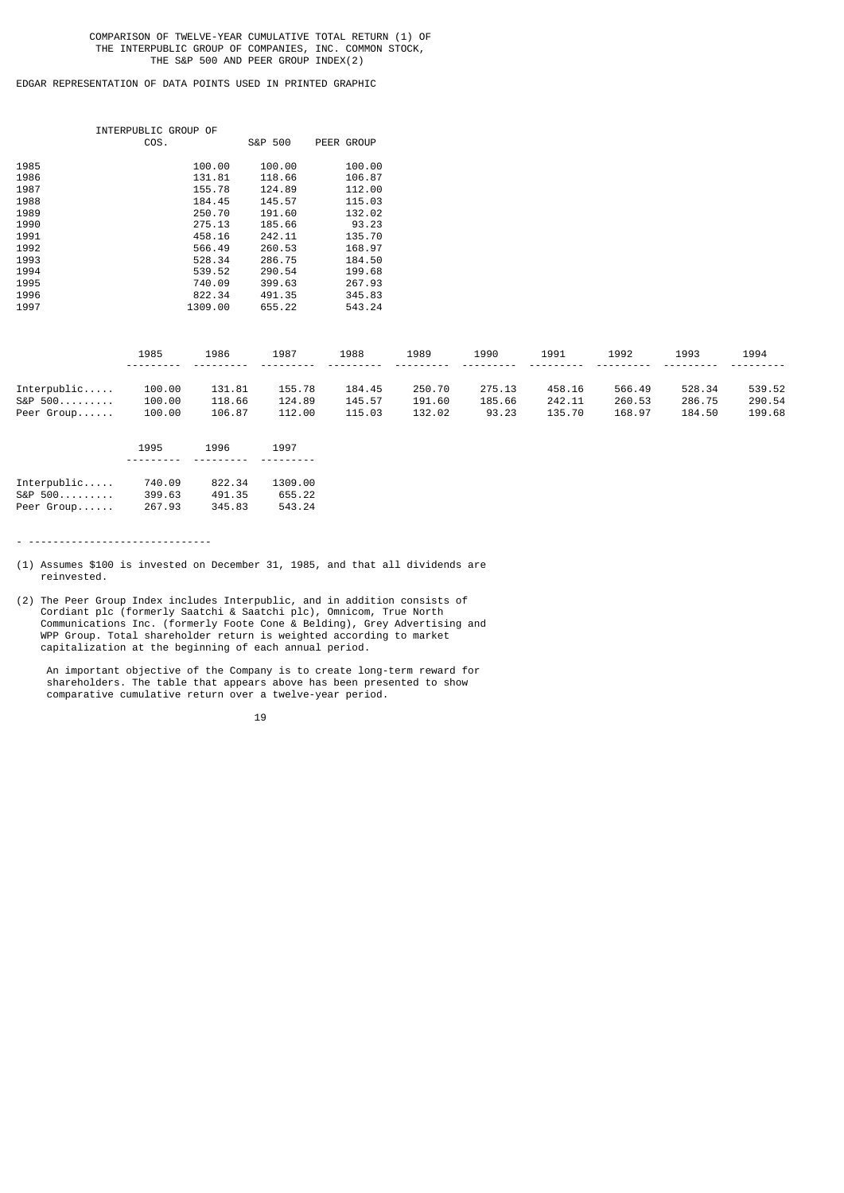COMPARISON OF TWELVE-YEAR CUMULATIVE TOTAL RETURN (1) OF THE INTERPUBLIC GROUP OF COMPANIES, INC. COMMON STOCK, THE S&P 500 AND PEER GROUP INDEX(2)

EDGAR REPRESENTATION OF DATA POINTS USED IN PRINTED GRAPHIC

| | INTERPUBLIC GROUP OF COS. | S&P 500 | PEER GROUP |
|---|---|---|---|
| 1985 | 100.00 | 100.00 | 100.00 |
| 1986 | 131.81 | 118.66 | 106.87 |
| 1987 | 155.78 | 124.89 | 112.00 |
| 1988 | 184.45 | 145.57 | 115.03 |
| 1989 | 250.70 | 191.60 | 132.02 |
| 1990 | 275.13 | 185.66 | 93.23 |
| 1991 | 458.16 | 242.11 | 135.70 |
| 1992 | 566.49 | 260.53 | 168.97 |
| 1993 | 528.34 | 286.75 | 184.50 |
| 1994 | 539.52 | 290.54 | 199.68 |
| 1995 | 740.09 | 399.63 | 267.93 |
| 1996 | 822.34 | 491.35 | 345.83 |
| 1997 | 1309.00 | 655.22 | 543.24 |

| | 1985 | 1986 | 1987 | 1988 | 1989 | 1990 | 1991 | 1992 | 1993 | 1994 | 1995 | 1996 | 1997 |
|---|---|---|---|---|---|---|---|---|---|---|---|---|---|
| Interpublic..... | 100.00 | 131.81 | 155.78 | 184.45 | 250.70 | 275.13 | 458.16 | 566.49 | 528.34 | 539.52 | 740.09 | 822.34 | 1309.00 |
| S&P 500......... | 100.00 | 118.66 | 124.89 | 145.57 | 191.60 | 185.66 | 242.11 | 260.53 | 286.75 | 290.54 | 399.63 | 491.35 | 655.22 |
| Peer Group...... | 100.00 | 106.87 | 112.00 | 115.03 | 132.02 | 93.23 | 135.70 | 168.97 | 184.50 | 199.68 | 267.93 | 345.83 | 543.24 |

---

(1) Assumes $100 is invested on December 31, 1985, and that all dividends are reinvested.

(2) The Peer Group Index includes Interpublic, and in addition consists of Cordiant plc (formerly Saatchi & Saatchi plc), Omnicom, True North Communications Inc. (formerly Foote Cone & Belding), Grey Advertising and WPP Group. Total shareholder return is weighted according to market capitalization at the beginning of each annual period.

An important objective of the Company is to create long-term reward for shareholders. The table that appears above has been presented to show comparative cumulative return over a twelve-year period.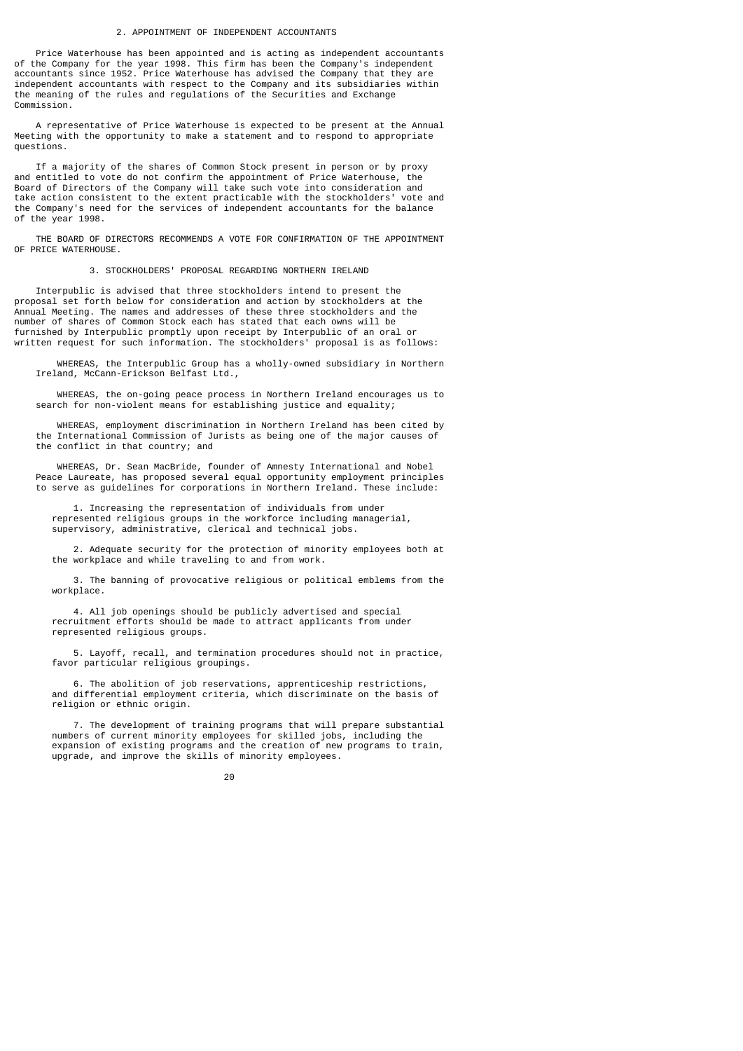## 2. APPOINTMENT OF INDEPENDENT ACCOUNTANTS

Price Waterhouse has been appointed and is acting as independent accountants of the Company for the year 1998. This firm has been the Company's independent accountants since 1952. Price Waterhouse has advised the Company that they are independent accountants with respect to the Company and its subsidiaries within the meaning of the rules and regulations of the Securities and Exchange Commission.

A representative of Price Waterhouse is expected to be present at the Annual Meeting with the opportunity to make a statement and to respond to appropriate questions.

If a majority of the shares of Common Stock present in person or by proxy and entitled to vote do not confirm the appointment of Price Waterhouse, the Board of Directors of the Company will take such vote into consideration and take action consistent to the extent practicable with the stockholders' vote and the Company's need for the services of independent accountants for the balance of the year 1998.

THE BOARD OF DIRECTORS RECOMMENDS A VOTE FOR CONFIRMATION OF THE APPOINTMENT OF PRICE WATERHOUSE.

## 3. STOCKHOLDERS' PROPOSAL REGARDING NORTHERN IRELAND

Interpublic is advised that three stockholders intend to present the proposal set forth below for consideration and action by stockholders at the Annual Meeting. The names and addresses of these three stockholders and the number of shares of Common Stock each has stated that each owns will be furnished by Interpublic promptly upon receipt by Interpublic of an oral or written request for such information. The stockholders' proposal is as follows:

> WHEREAS, the Interpublic Group has a wholly-owned subsidiary in Northern Ireland, McCann-Erickson Belfast Ltd.,
>
> WHEREAS, the on-going peace process in Northern Ireland encourages us to search for non-violent means for establishing justice and equality;
>
> WHEREAS, employment discrimination in Northern Ireland has been cited by the International Commission of Jurists as being one of the major causes of the conflict in that country; and
>
> WHEREAS, Dr. Sean MacBride, founder of Amnesty International and Nobel Peace Laureate, has proposed several equal opportunity employment principles to serve as guidelines for corporations in Northern Ireland. These include:
>
> 1. Increasing the representation of individuals from under represented religious groups in the workforce including managerial, supervisory, administrative, clerical and technical jobs.
>
> 2. Adequate security for the protection of minority employees both at the workplace and while traveling to and from work.
>
> 3. The banning of provocative religious or political emblems from the workplace.
>
> 4. All job openings should be publicly advertised and special recruitment efforts should be made to attract applicants from under represented religious groups.
>
> 5. Layoff, recall, and termination procedures should not in practice, favor particular religious groupings.
>
> 6. The abolition of job reservations, apprenticeship restrictions, and differential employment criteria, which discriminate on the basis of religion or ethnic origin.
>
> 7. The development of training programs that will prepare substantial numbers of current minority employees for skilled jobs, including the expansion of existing programs and the creation of new programs to train, upgrade, and improve the skills of minority employees.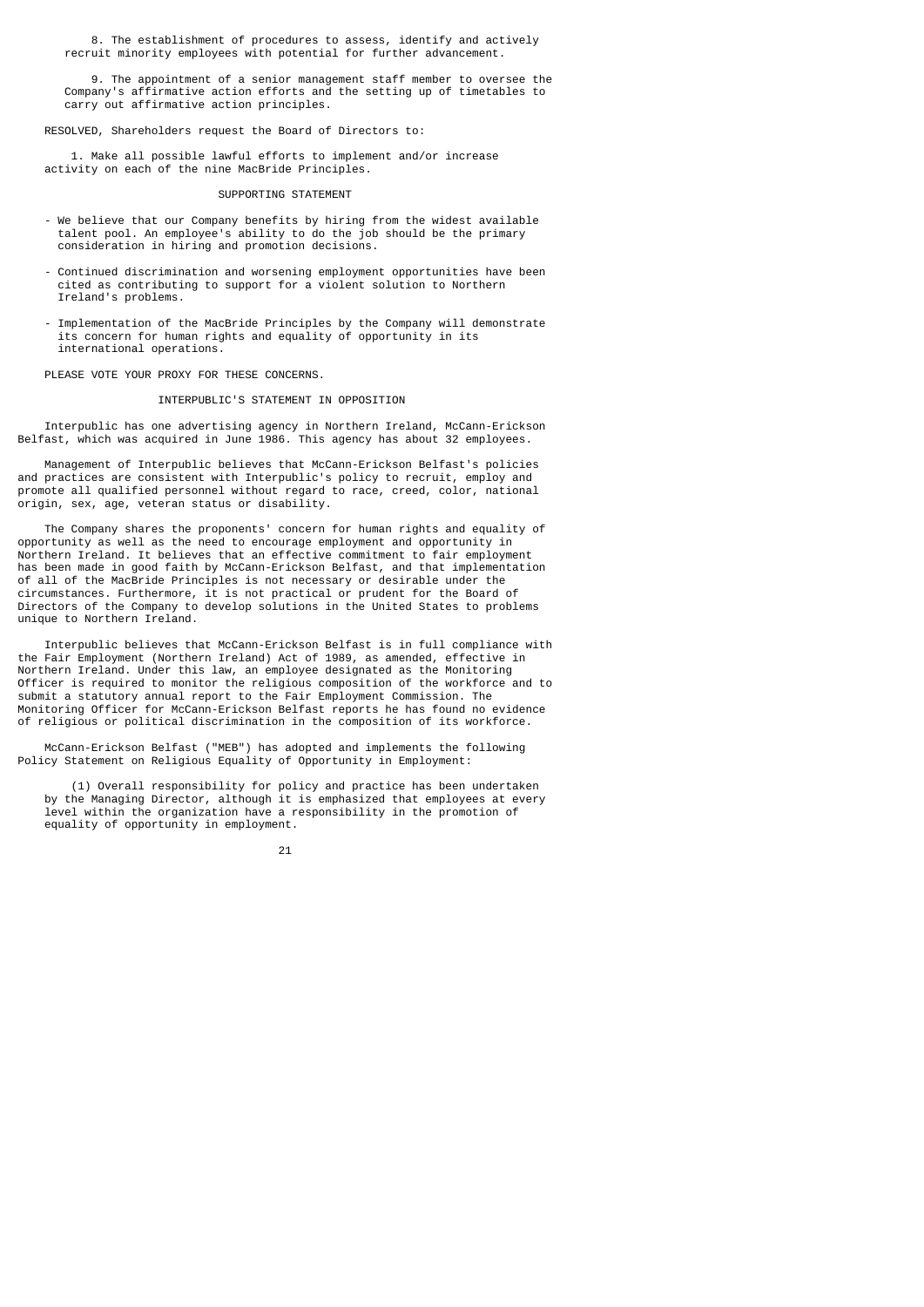8. The establishment of procedures to assess, identify and actively recruit minority employees with potential for further advancement.

9. The appointment of a senior management staff member to oversee the Company's affirmative action efforts and the setting up of timetables to carry out affirmative action principles.

RESOLVED, Shareholders request the Board of Directors to:

1. Make all possible lawful efforts to implement and/or increase activity on each of the nine MacBride Principles.

## SUPPORTING STATEMENT

- We believe that our Company benefits by hiring from the widest available talent pool. An employee's ability to do the job should be the primary consideration in hiring and promotion decisions.

- Continued discrimination and worsening employment opportunities have been cited as contributing to support for a violent solution to Northern Ireland's problems.

- Implementation of the MacBride Principles by the Company will demonstrate its concern for human rights and equality of opportunity in its international operations.

PLEASE VOTE YOUR PROXY FOR THESE CONCERNS.

## INTERPUBLIC'S STATEMENT IN OPPOSITION

Interpublic has one advertising agency in Northern Ireland, McCann-Erickson Belfast, which was acquired in June 1986. This agency has about 32 employees.

Management of Interpublic believes that McCann-Erickson Belfast's policies and practices are consistent with Interpublic's policy to recruit, employ and promote all qualified personnel without regard to race, creed, color, national origin, sex, age, veteran status or disability.

The Company shares the proponents' concern for human rights and equality of opportunity as well as the need to encourage employment and opportunity in Northern Ireland. It believes that an effective commitment to fair employment has been made in good faith by McCann-Erickson Belfast, and that implementation of all of the MacBride Principles is not necessary or desirable under the circumstances. Furthermore, it is not practical or prudent for the Board of Directors of the Company to develop solutions in the United States to problems unique to Northern Ireland.

Interpublic believes that McCann-Erickson Belfast is in full compliance with the Fair Employment (Northern Ireland) Act of 1989, as amended, effective in Northern Ireland. Under this law, an employee designated as the Monitoring Officer is required to monitor the religious composition of the workforce and to submit a statutory annual report to the Fair Employment Commission. The Monitoring Officer for McCann-Erickson Belfast reports he has found no evidence of religious or political discrimination in the composition of its workforce.

McCann-Erickson Belfast ("MEB") has adopted and implements the following Policy Statement on Religious Equality of Opportunity in Employment:

(1) Overall responsibility for policy and practice has been undertaken by the Managing Director, although it is emphasized that employees at every level within the organization have a responsibility in the promotion of equality of opportunity in employment.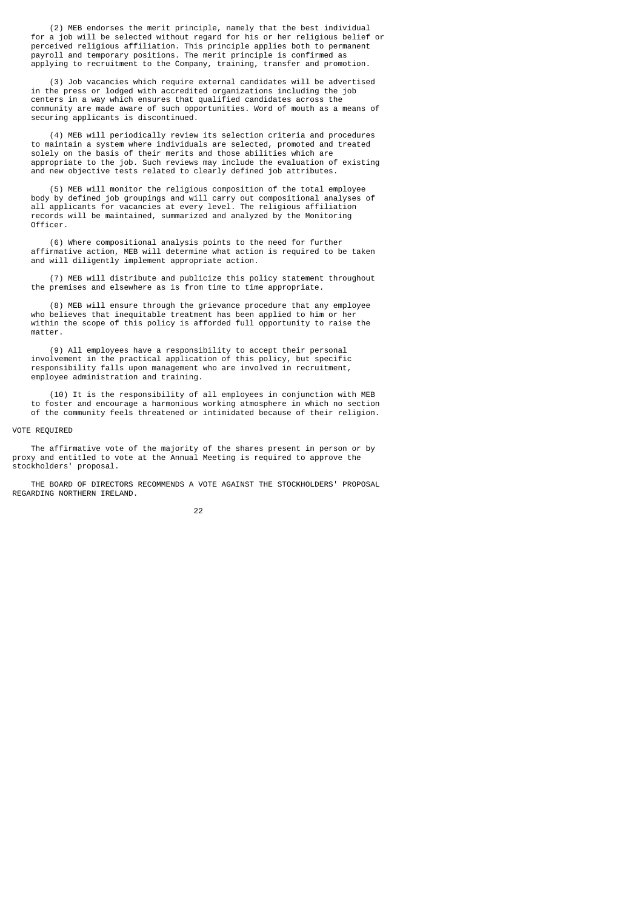(2) MEB endorses the merit principle, namely that the best individual for a job will be selected without regard for his or her religious belief or perceived religious affiliation. This principle applies both to permanent payroll and temporary positions. The merit principle is confirmed as applying to recruitment to the Company, training, transfer and promotion.

(3) Job vacancies which require external candidates will be advertised in the press or lodged with accredited organizations including the job centers in a way which ensures that qualified candidates across the community are made aware of such opportunities. Word of mouth as a means of securing applicants is discontinued.

(4) MEB will periodically review its selection criteria and procedures to maintain a system where individuals are selected, promoted and treated solely on the basis of their merits and those abilities which are appropriate to the job. Such reviews may include the evaluation of existing and new objective tests related to clearly defined job attributes.

(5) MEB will monitor the religious composition of the total employee body by defined job groupings and will carry out compositional analyses of all applicants for vacancies at every level. The religious affiliation records will be maintained, summarized and analyzed by the Monitoring Officer.

(6) Where compositional analysis points to the need for further affirmative action, MEB will determine what action is required to be taken and will diligently implement appropriate action.

(7) MEB will distribute and publicize this policy statement throughout the premises and elsewhere as is from time to time appropriate.

(8) MEB will ensure through the grievance procedure that any employee who believes that inequitable treatment has been applied to him or her within the scope of this policy is afforded full opportunity to raise the matter.

(9) All employees have a responsibility to accept their personal involvement in the practical application of this policy, but specific responsibility falls upon management who are involved in recruitment, employee administration and training.

(10) It is the responsibility of all employees in conjunction with MEB to foster and encourage a harmonious working atmosphere in which no section of the community feels threatened or intimidated because of their religion.

VOTE REQUIRED

The affirmative vote of the majority of the shares present in person or by proxy and entitled to vote at the Annual Meeting is required to approve the stockholders' proposal.

THE BOARD OF DIRECTORS RECOMMENDS A VOTE AGAINST THE STOCKHOLDERS' PROPOSAL REGARDING NORTHERN IRELAND.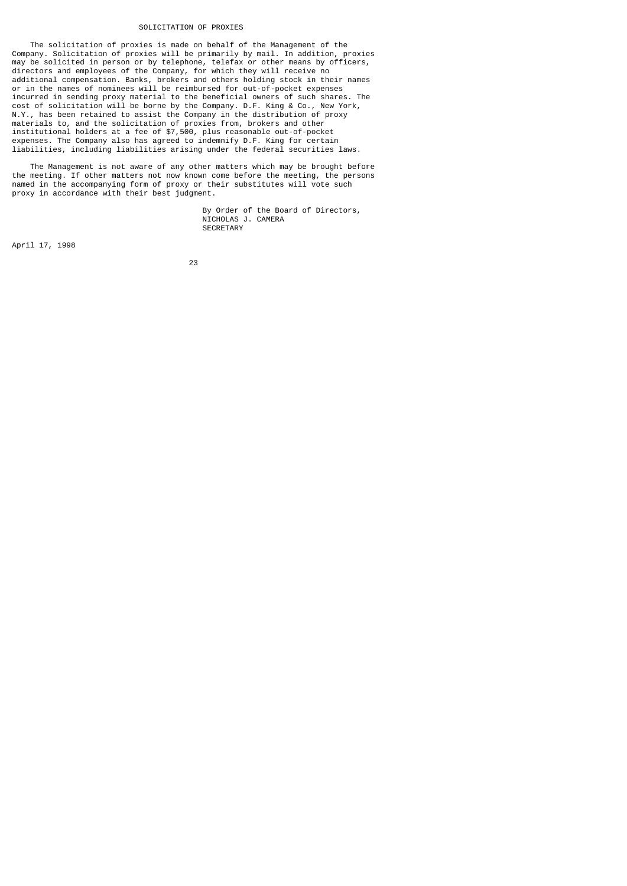## SOLICITATION OF PROXIES

The solicitation of proxies is made on behalf of the Management of the Company. Solicitation of proxies will be primarily by mail. In addition, proxies may be solicited in person or by telephone, telefax or other means by officers, directors and employees of the Company, for which they will receive no additional compensation. Banks, brokers and others holding stock in their names or in the names of nominees will be reimbursed for out-of-pocket expenses incurred in sending proxy material to the beneficial owners of such shares. The cost of solicitation will be borne by the Company. D.F. King & Co., New York, N.Y., has been retained to assist the Company in the distribution of proxy materials to, and the solicitation of proxies from, brokers and other institutional holders at a fee of $7,500, plus reasonable out-of-pocket expenses. The Company also has agreed to indemnify D.F. King for certain liabilities, including liabilities arising under the federal securities laws.

The Management is not aware of any other matters which may be brought before the meeting. If other matters not now known come before the meeting, the persons named in the accompanying form of proxy or their substitutes will vote such proxy in accordance with their best judgment.

By Order of the Board of Directors,
NICHOLAS J. CAMERA
SECRETARY

April 17, 1998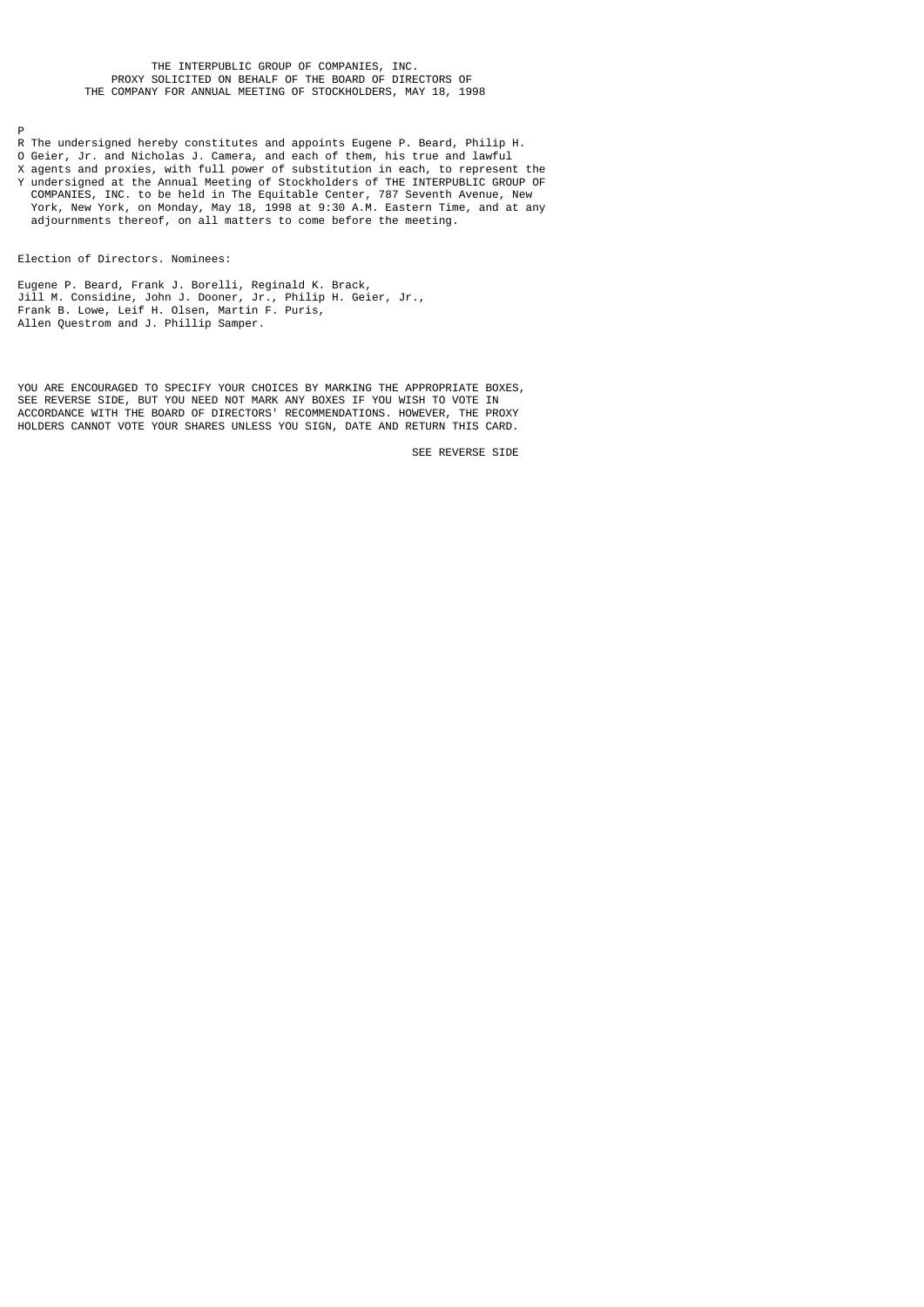THE INTERPUBLIC GROUP OF COMPANIES, INC.
PROXY SOLICITED ON BEHALF OF THE BOARD OF DIRECTORS OF
THE COMPANY FOR ANNUAL MEETING OF STOCKHOLDERS, MAY 18, 1998

PROXY

The undersigned hereby constitutes and appoints Eugene P. Beard, Philip H. Geier, Jr. and Nicholas J. Camera, and each of them, his true and lawful agents and proxies, with full power of substitution in each, to represent the undersigned at the Annual Meeting of Stockholders of THE INTERPUBLIC GROUP OF COMPANIES, INC. to be held in The Equitable Center, 787 Seventh Avenue, New York, New York, on Monday, May 18, 1998 at 9:30 A.M. Eastern Time, and at any adjournments thereof, on all matters to come before the meeting.

Election of Directors. Nominees:

Eugene P. Beard, Frank J. Borelli, Reginald K. Brack, Jill M. Considine, John J. Dooner, Jr., Philip H. Geier, Jr., Frank B. Lowe, Leif H. Olsen, Martin F. Puris, Allen Questrom and J. Phillip Samper.

YOU ARE ENCOURAGED TO SPECIFY YOUR CHOICES BY MARKING THE APPROPRIATE BOXES, SEE REVERSE SIDE, BUT YOU NEED NOT MARK ANY BOXES IF YOU WISH TO VOTE IN ACCORDANCE WITH THE BOARD OF DIRECTORS' RECOMMENDATIONS. HOWEVER, THE PROXY HOLDERS CANNOT VOTE YOUR SHARES UNLESS YOU SIGN, DATE AND RETURN THIS CARD.

SEE REVERSE SIDE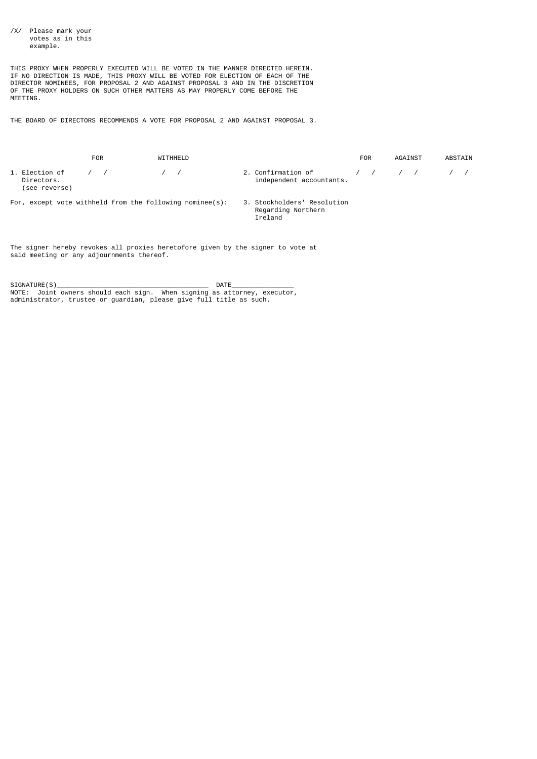/X/ Please mark your votes as in this example.

THIS PROXY WHEN PROPERLY EXECUTED WILL BE VOTED IN THE MANNER DIRECTED HEREIN. IF NO DIRECTION IS MADE, THIS PROXY WILL BE VOTED FOR ELECTION OF EACH OF THE DIRECTOR NOMINEES, FOR PROPOSAL 2 AND AGAINST PROPOSAL 3 AND IN THE DISCRETION OF THE PROXY HOLDERS ON SUCH OTHER MATTERS AS MAY PROPERLY COME BEFORE THE MEETING.

THE BOARD OF DIRECTORS RECOMMENDS A VOTE FOR PROPOSAL 2 AND AGAINST PROPOSAL 3.

| | FOR | WITHHELD |
|---|---|---|
| 1. Election of Directors. (see reverse) | / / | / / |

For, except vote withheld from the following nominee(s):

| | FOR | AGAINST | ABSTAIN |
|---|---|---|---|
| 2. Confirmation of independent accountants. | / / | / / | / / |
| 3. Stockholders' Resolution Regarding Northern Ireland | | | |

The signer hereby revokes all proxies heretofore given by the signer to vote at said meeting or any adjournments thereof.

SIGNATURE(S)_______________________________________ DATE________________

NOTE: Joint owners should each sign. When signing as attorney, executor, administrator, trustee or guardian, please give full title as such.